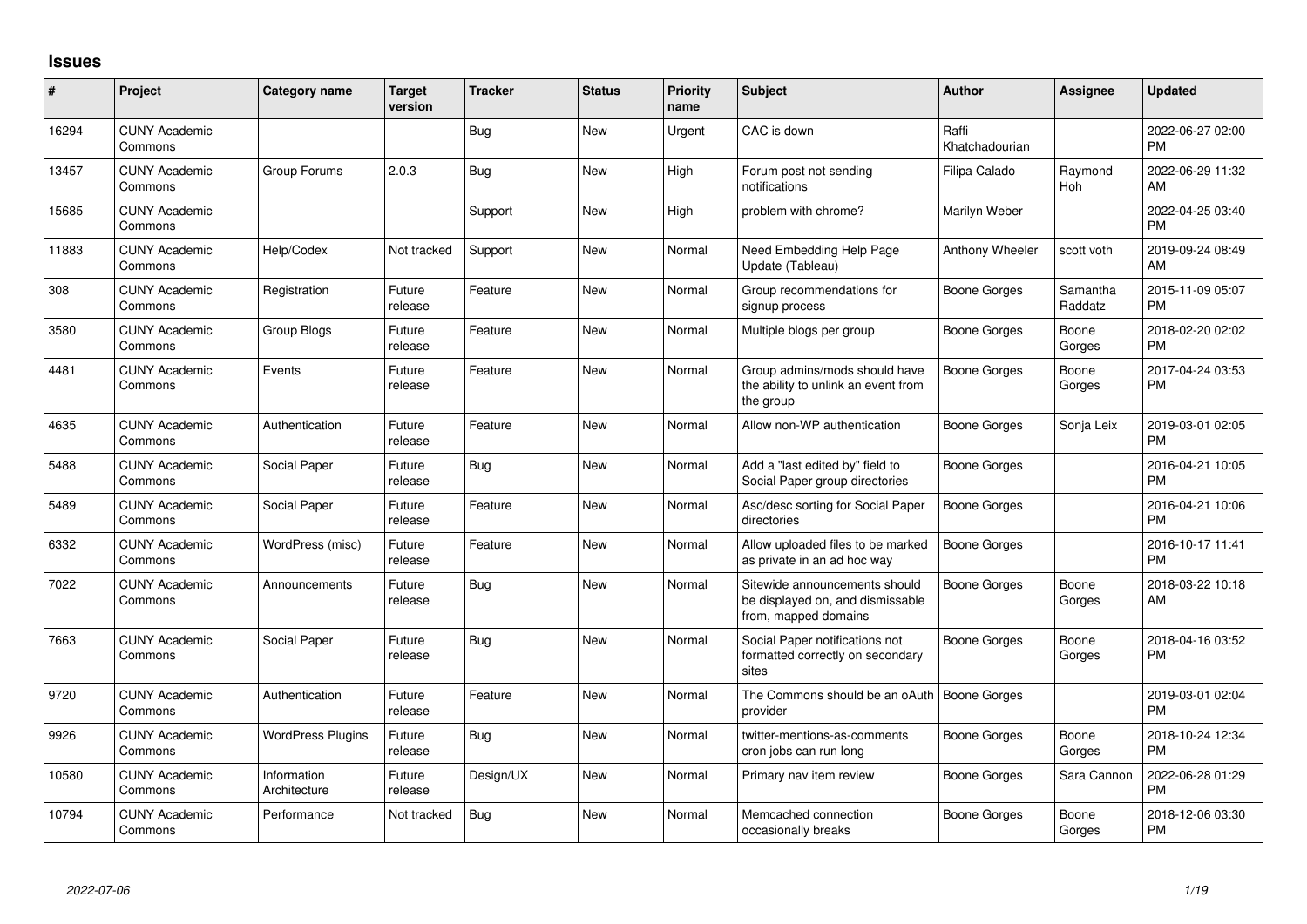# Issues

| # | Project | Category name | Target version | Tracker | Status | Priority name | Subject | Author | Assignee | Updated |
|---|---|---|---|---|---|---|---|---|---|---|
| 16294 | CUNY Academic Commons | | | Bug | New | Urgent | CAC is down | Raffi Khatchadourian | | 2022-06-27 02:00 PM |
| 13457 | CUNY Academic Commons | Group Forums | 2.0.3 | Bug | New | High | Forum post not sending notifications | Filipa Calado | Raymond Hoh | 2022-06-29 11:32 AM |
| 15685 | CUNY Academic Commons | | | Support | New | High | problem with chrome? | Marilyn Weber | | 2022-04-25 03:40 PM |
| 11883 | CUNY Academic Commons | Help/Codex | Not tracked | Support | New | Normal | Need Embedding Help Page Update (Tableau) | Anthony Wheeler | scott voth | 2019-09-24 08:49 AM |
| 308 | CUNY Academic Commons | Registration | Future release | Feature | New | Normal | Group recommendations for signup process | Boone Gorges | Samantha Raddatz | 2015-11-09 05:07 PM |
| 3580 | CUNY Academic Commons | Group Blogs | Future release | Feature | New | Normal | Multiple blogs per group | Boone Gorges | Boone Gorges | 2018-02-20 02:02 PM |
| 4481 | CUNY Academic Commons | Events | Future release | Feature | New | Normal | Group admins/mods should have the ability to unlink an event from the group | Boone Gorges | Boone Gorges | 2017-04-24 03:53 PM |
| 4635 | CUNY Academic Commons | Authentication | Future release | Feature | New | Normal | Allow non-WP authentication | Boone Gorges | Sonja Leix | 2019-03-01 02:05 PM |
| 5488 | CUNY Academic Commons | Social Paper | Future release | Bug | New | Normal | Add a "last edited by" field to Social Paper group directories | Boone Gorges | | 2016-04-21 10:05 PM |
| 5489 | CUNY Academic Commons | Social Paper | Future release | Feature | New | Normal | Asc/desc sorting for Social Paper directories | Boone Gorges | | 2016-04-21 10:06 PM |
| 6332 | CUNY Academic Commons | WordPress (misc) | Future release | Feature | New | Normal | Allow uploaded files to be marked as private in an ad hoc way | Boone Gorges | | 2016-10-17 11:41 PM |
| 7022 | CUNY Academic Commons | Announcements | Future release | Bug | New | Normal | Sitewide announcements should be displayed on, and dismissable from, mapped domains | Boone Gorges | Boone Gorges | 2018-03-22 10:18 AM |
| 7663 | CUNY Academic Commons | Social Paper | Future release | Bug | New | Normal | Social Paper notifications not formatted correctly on secondary sites | Boone Gorges | Boone Gorges | 2018-04-16 03:52 PM |
| 9720 | CUNY Academic Commons | Authentication | Future release | Feature | New | Normal | The Commons should be an oAuth provider | Boone Gorges | | 2019-03-01 02:04 PM |
| 9926 | CUNY Academic Commons | WordPress Plugins | Future release | Bug | New | Normal | twitter-mentions-as-comments cron jobs can run long | Boone Gorges | Boone Gorges | 2018-10-24 12:34 PM |
| 10580 | CUNY Academic Commons | Information Architecture | Future release | Design/UX | New | Normal | Primary nav item review | Boone Gorges | Sara Cannon | 2022-06-28 01:29 PM |
| 10794 | CUNY Academic Commons | Performance | Not tracked | Bug | New | Normal | Memcached connection occasionally breaks | Boone Gorges | Boone Gorges | 2018-12-06 03:30 PM |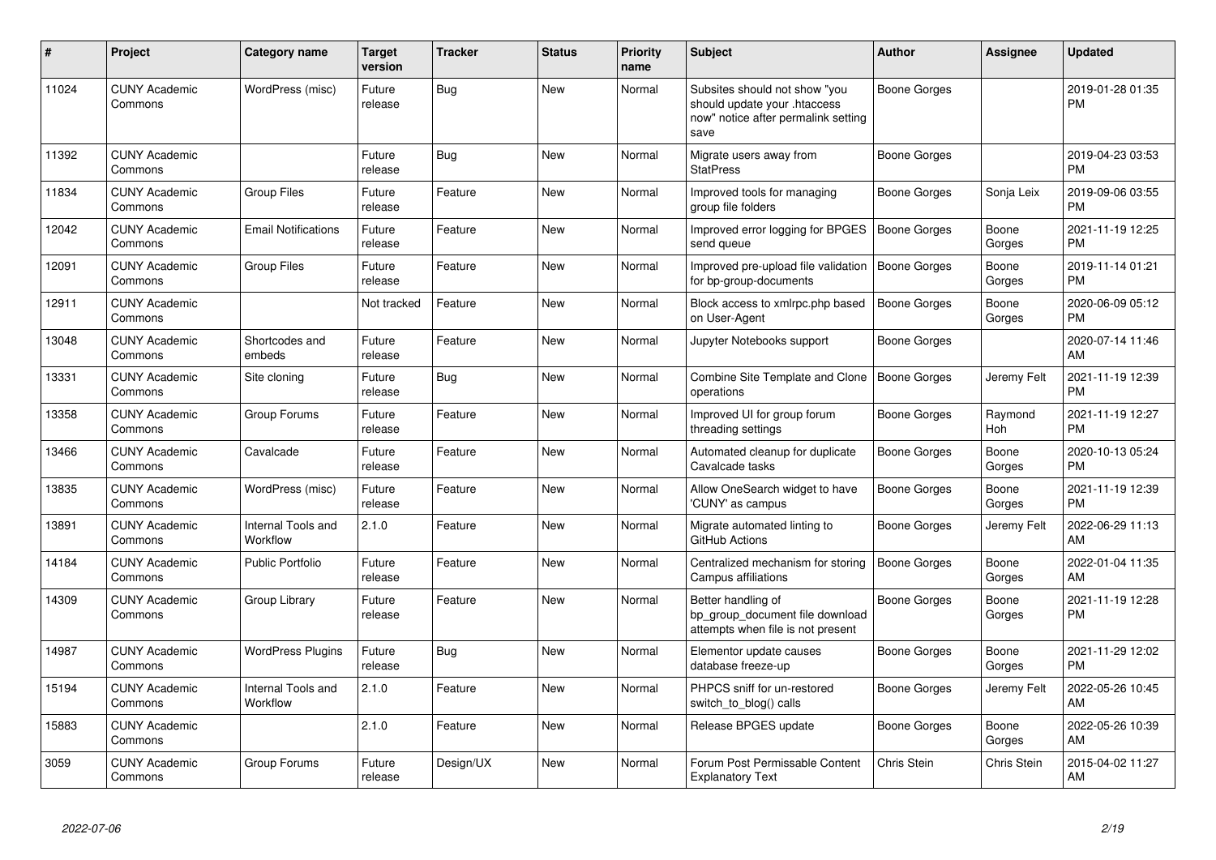| # | Project | Category name | Target version | Tracker | Status | Priority name | Subject | Author | Assignee | Updated |
|---|---|---|---|---|---|---|---|---|---|---|
| 11024 | CUNY Academic Commons | WordPress (misc) | Future release | Bug | New | Normal | Subsites should not show "you should update your .htaccess now" notice after permalink setting save | Boone Gorges | | 2019-01-28 01:35 PM |
| 11392 | CUNY Academic Commons | | Future release | Bug | New | Normal | Migrate users away from StatPress | Boone Gorges | | 2019-04-23 03:53 PM |
| 11834 | CUNY Academic Commons | Group Files | Future release | Feature | New | Normal | Improved tools for managing group file folders | Boone Gorges | Sonja Leix | 2019-09-06 03:55 PM |
| 12042 | CUNY Academic Commons | Email Notifications | Future release | Feature | New | Normal | Improved error logging for BPGES send queue | Boone Gorges | Boone Gorges | 2021-11-19 12:25 PM |
| 12091 | CUNY Academic Commons | Group Files | Future release | Feature | New | Normal | Improved pre-upload file validation for bp-group-documents | Boone Gorges | Boone Gorges | 2019-11-14 01:21 PM |
| 12911 | CUNY Academic Commons | | Not tracked | Feature | New | Normal | Block access to xmlrpc.php based on User-Agent | Boone Gorges | Boone Gorges | 2020-06-09 05:12 PM |
| 13048 | CUNY Academic Commons | Shortcodes and embeds | Future release | Feature | New | Normal | Jupyter Notebooks support | Boone Gorges | | 2020-07-14 11:46 AM |
| 13331 | CUNY Academic Commons | Site cloning | Future release | Bug | New | Normal | Combine Site Template and Clone operations | Boone Gorges | Jeremy Felt | 2021-11-19 12:39 PM |
| 13358 | CUNY Academic Commons | Group Forums | Future release | Feature | New | Normal | Improved UI for group forum threading settings | Boone Gorges | Raymond Hoh | 2021-11-19 12:27 PM |
| 13466 | CUNY Academic Commons | Cavalcade | Future release | Feature | New | Normal | Automated cleanup for duplicate Cavalcade tasks | Boone Gorges | Boone Gorges | 2020-10-13 05:24 PM |
| 13835 | CUNY Academic Commons | WordPress (misc) | Future release | Feature | New | Normal | Allow OneSearch widget to have 'CUNY' as campus | Boone Gorges | Boone Gorges | 2021-11-19 12:39 PM |
| 13891 | CUNY Academic Commons | Internal Tools and Workflow | 2.1.0 | Feature | New | Normal | Migrate automated linting to GitHub Actions | Boone Gorges | Jeremy Felt | 2022-06-29 11:13 AM |
| 14184 | CUNY Academic Commons | Public Portfolio | Future release | Feature | New | Normal | Centralized mechanism for storing Campus affiliations | Boone Gorges | Boone Gorges | 2022-01-04 11:35 AM |
| 14309 | CUNY Academic Commons | Group Library | Future release | Feature | New | Normal | Better handling of bp_group_document file download attempts when file is not present | Boone Gorges | Boone Gorges | 2021-11-19 12:28 PM |
| 14987 | CUNY Academic Commons | WordPress Plugins | Future release | Bug | New | Normal | Elementor update causes database freeze-up | Boone Gorges | Boone Gorges | 2021-11-29 12:02 PM |
| 15194 | CUNY Academic Commons | Internal Tools and Workflow | 2.1.0 | Feature | New | Normal | PHPCS sniff for un-restored switch_to_blog() calls | Boone Gorges | Jeremy Felt | 2022-05-26 10:45 AM |
| 15883 | CUNY Academic Commons | | 2.1.0 | Feature | New | Normal | Release BPGES update | Boone Gorges | Boone Gorges | 2022-05-26 10:39 AM |
| 3059 | CUNY Academic Commons | Group Forums | Future release | Design/UX | New | Normal | Forum Post Permissable Content Explanatory Text | Chris Stein | Chris Stein | 2015-04-02 11:27 AM |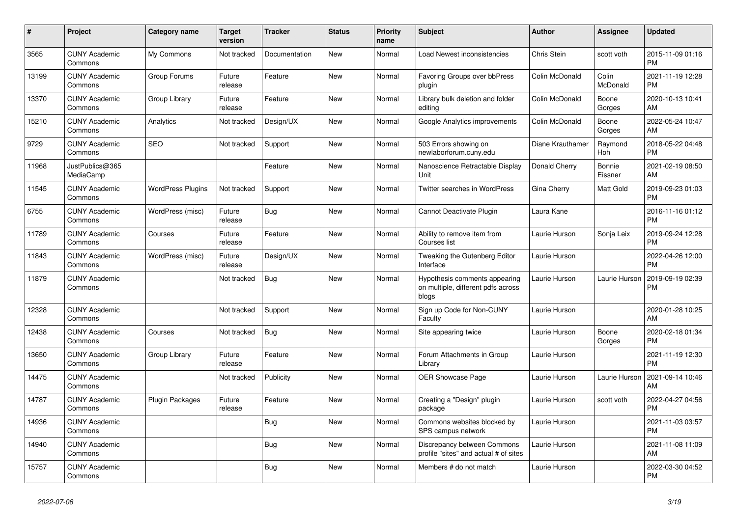| # | Project | Category name | Target version | Tracker | Status | Priority name | Subject | Author | Assignee | Updated |
|---|---|---|---|---|---|---|---|---|---|---|
| 3565 | CUNY Academic Commons | My Commons | Not tracked | Documentation | New | Normal | Load Newest inconsistencies | Chris Stein | scott voth | 2015-11-09 01:16 PM |
| 13199 | CUNY Academic Commons | Group Forums | Future release | Feature | New | Normal | Favoring Groups over bbPress plugin | Colin McDonald | Colin McDonald | 2021-11-19 12:28 PM |
| 13370 | CUNY Academic Commons | Group Library | Future release | Feature | New | Normal | Library bulk deletion and folder editing | Colin McDonald | Boone Gorges | 2020-10-13 10:41 AM |
| 15210 | CUNY Academic Commons | Analytics | Not tracked | Design/UX | New | Normal | Google Analytics improvements | Colin McDonald | Boone Gorges | 2022-05-24 10:47 AM |
| 9729 | CUNY Academic Commons | SEO | Not tracked | Support | New | Normal | 503 Errors showing on newlaborforum.cuny.edu | Diane Krauthamer | Raymond Hoh | 2018-05-22 04:48 PM |
| 11968 | JustPublics@365 MediaCamp | | | Feature | New | Normal | Nanoscience Retractable Display Unit | Donald Cherry | Bonnie Eissner | 2021-02-19 08:50 AM |
| 11545 | CUNY Academic Commons | WordPress Plugins | Not tracked | Support | New | Normal | Twitter searches in WordPress | Gina Cherry | Matt Gold | 2019-09-23 01:03 PM |
| 6755 | CUNY Academic Commons | WordPress (misc) | Future release | Bug | New | Normal | Cannot Deactivate Plugin | Laura Kane | | 2016-11-16 01:12 PM |
| 11789 | CUNY Academic Commons | Courses | Future release | Feature | New | Normal | Ability to remove item from Courses list | Laurie Hurson | Sonja Leix | 2019-09-24 12:28 PM |
| 11843 | CUNY Academic Commons | WordPress (misc) | Future release | Design/UX | New | Normal | Tweaking the Gutenberg Editor Interface | Laurie Hurson | | 2022-04-26 12:00 PM |
| 11879 | CUNY Academic Commons | | Not tracked | Bug | New | Normal | Hypothesis comments appearing on multiple, different pdfs across blogs | Laurie Hurson | Laurie Hurson | 2019-09-19 02:39 PM |
| 12328 | CUNY Academic Commons | | Not tracked | Support | New | Normal | Sign up Code for Non-CUNY Faculty | Laurie Hurson | | 2020-01-28 10:25 AM |
| 12438 | CUNY Academic Commons | Courses | Not tracked | Bug | New | Normal | Site appearing twice | Laurie Hurson | Boone Gorges | 2020-02-18 01:34 PM |
| 13650 | CUNY Academic Commons | Group Library | Future release | Feature | New | Normal | Forum Attachments in Group Library | Laurie Hurson | | 2021-11-19 12:30 PM |
| 14475 | CUNY Academic Commons | | Not tracked | Publicity | New | Normal | OER Showcase Page | Laurie Hurson | Laurie Hurson | 2021-09-14 10:46 AM |
| 14787 | CUNY Academic Commons | Plugin Packages | Future release | Feature | New | Normal | Creating a "Design" plugin package | Laurie Hurson | scott voth | 2022-04-27 04:56 PM |
| 14936 | CUNY Academic Commons | | | Bug | New | Normal | Commons websites blocked by SPS campus network | Laurie Hurson | | 2021-11-03 03:57 PM |
| 14940 | CUNY Academic Commons | | | Bug | New | Normal | Discrepancy between Commons profile "sites" and actual # of sites | Laurie Hurson | | 2021-11-08 11:09 AM |
| 15757 | CUNY Academic Commons | | | Bug | New | Normal | Members # do not match | Laurie Hurson | | 2022-03-30 04:52 PM |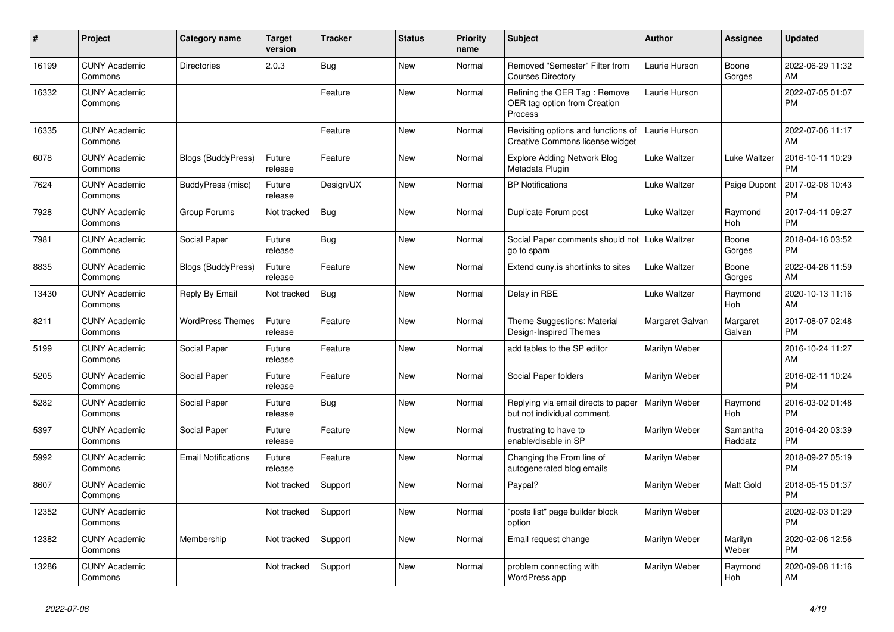| # | Project | Category name | Target version | Tracker | Status | Priority name | Subject | Author | Assignee | Updated |
|---|---|---|---|---|---|---|---|---|---|---|
| 16199 | CUNY Academic Commons | Directories | 2.0.3 | Bug | New | Normal | Removed "Semester" Filter from Courses Directory | Laurie Hurson | Boone Gorges | 2022-06-29 11:32 AM |
| 16332 | CUNY Academic Commons | | | Feature | New | Normal | Refining the OER Tag : Remove OER tag option from Creation Process | Laurie Hurson | | 2022-07-05 01:07 PM |
| 16335 | CUNY Academic Commons | | | Feature | New | Normal | Revisiting options and functions of Creative Commons license widget | Laurie Hurson | | 2022-07-06 11:17 AM |
| 6078 | CUNY Academic Commons | Blogs (BuddyPress) | Future release | Feature | New | Normal | Explore Adding Network Blog Metadata Plugin | Luke Waltzer | Luke Waltzer | 2016-10-11 10:29 PM |
| 7624 | CUNY Academic Commons | BuddyPress (misc) | Future release | Design/UX | New | Normal | BP Notifications | Luke Waltzer | Paige Dupont | 2017-02-08 10:43 PM |
| 7928 | CUNY Academic Commons | Group Forums | Not tracked | Bug | New | Normal | Duplicate Forum post | Luke Waltzer | Raymond Hoh | 2017-04-11 09:27 PM |
| 7981 | CUNY Academic Commons | Social Paper | Future release | Bug | New | Normal | Social Paper comments should not go to spam | Luke Waltzer | Boone Gorges | 2018-04-16 03:52 PM |
| 8835 | CUNY Academic Commons | Blogs (BuddyPress) | Future release | Feature | New | Normal | Extend cuny.is shortlinks to sites | Luke Waltzer | Boone Gorges | 2022-04-26 11:59 AM |
| 13430 | CUNY Academic Commons | Reply By Email | Not tracked | Bug | New | Normal | Delay in RBE | Luke Waltzer | Raymond Hoh | 2020-10-13 11:16 AM |
| 8211 | CUNY Academic Commons | WordPress Themes | Future release | Feature | New | Normal | Theme Suggestions: Material Design-Inspired Themes | Margaret Galvan | Margaret Galvan | 2017-08-07 02:48 PM |
| 5199 | CUNY Academic Commons | Social Paper | Future release | Feature | New | Normal | add tables to the SP editor | Marilyn Weber | | 2016-10-24 11:27 AM |
| 5205 | CUNY Academic Commons | Social Paper | Future release | Feature | New | Normal | Social Paper folders | Marilyn Weber | | 2016-02-11 10:24 PM |
| 5282 | CUNY Academic Commons | Social Paper | Future release | Bug | New | Normal | Replying via email directs to paper but not individual comment. | Marilyn Weber | Raymond Hoh | 2016-03-02 01:48 PM |
| 5397 | CUNY Academic Commons | Social Paper | Future release | Feature | New | Normal | frustrating to have to enable/disable in SP | Marilyn Weber | Samantha Raddatz | 2016-04-20 03:39 PM |
| 5992 | CUNY Academic Commons | Email Notifications | Future release | Feature | New | Normal | Changing the From line of autogenerated blog emails | Marilyn Weber | | 2018-09-27 05:19 PM |
| 8607 | CUNY Academic Commons | | Not tracked | Support | New | Normal | Paypal? | Marilyn Weber | Matt Gold | 2018-05-15 01:37 PM |
| 12352 | CUNY Academic Commons | | Not tracked | Support | New | Normal | "posts list" page builder block option | Marilyn Weber | | 2020-02-03 01:29 PM |
| 12382 | CUNY Academic Commons | Membership | Not tracked | Support | New | Normal | Email request change | Marilyn Weber | Marilyn Weber | 2020-02-06 12:56 PM |
| 13286 | CUNY Academic Commons | | Not tracked | Support | New | Normal | problem connecting with WordPress app | Marilyn Weber | Raymond Hoh | 2020-09-08 11:16 AM |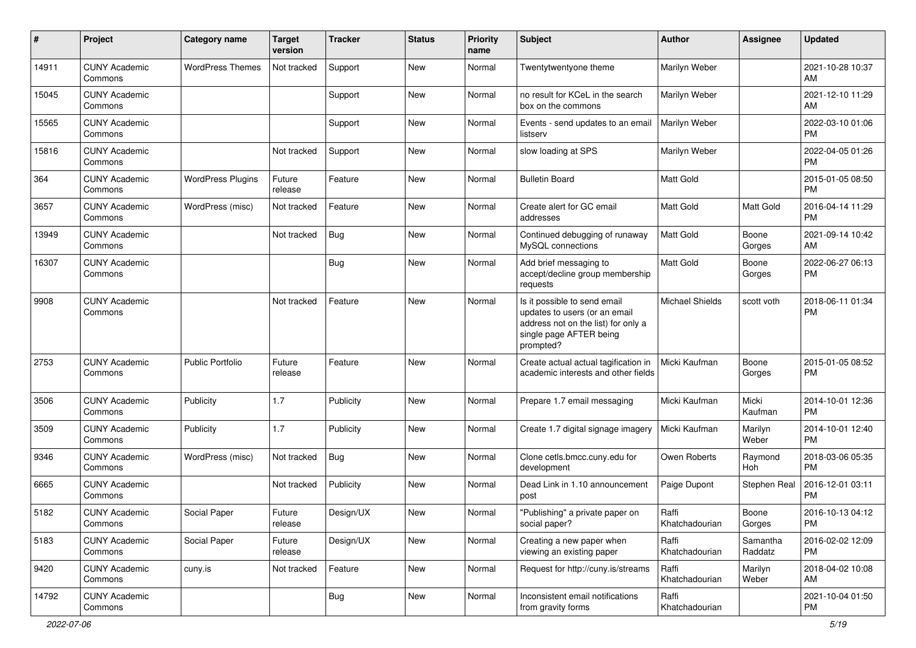| # | Project | Category name | Target version | Tracker | Status | Priority name | Subject | Author | Assignee | Updated |
|---|---|---|---|---|---|---|---|---|---|---|
| 14911 | CUNY Academic Commons | WordPress Themes | Not tracked | Support | New | Normal | Twentytwentyone theme | Marilyn Weber | | 2021-10-28 10:37 AM |
| 15045 | CUNY Academic Commons | | | Support | New | Normal | no result for KCeL in the search box on the commons | Marilyn Weber | | 2021-12-10 11:29 AM |
| 15565 | CUNY Academic Commons | | | Support | New | Normal | Events - send updates to an email listserv | Marilyn Weber | | 2022-03-10 01:06 PM |
| 15816 | CUNY Academic Commons | | Not tracked | Support | New | Normal | slow loading at SPS | Marilyn Weber | | 2022-04-05 01:26 PM |
| 364 | CUNY Academic Commons | WordPress Plugins | Future release | Feature | New | Normal | Bulletin Board | Matt Gold | | 2015-01-05 08:50 PM |
| 3657 | CUNY Academic Commons | WordPress (misc) | Not tracked | Feature | New | Normal | Create alert for GC email addresses | Matt Gold | Matt Gold | 2016-04-14 11:29 PM |
| 13949 | CUNY Academic Commons | | Not tracked | Bug | New | Normal | Continued debugging of runaway MySQL connections | Matt Gold | Boone Gorges | 2021-09-14 10:42 AM |
| 16307 | CUNY Academic Commons | | | Bug | New | Normal | Add brief messaging to accept/decline group membership requests | Matt Gold | Boone Gorges | 2022-06-27 06:13 PM |
| 9908 | CUNY Academic Commons | | Not tracked | Feature | New | Normal | Is it possible to send email updates to users (or an email address not on the list) for only a single page AFTER being prompted? | Michael Shields | scott voth | 2018-06-11 01:34 PM |
| 2753 | CUNY Academic Commons | Public Portfolio | Future release | Feature | New | Normal | Create actual actual tagification in academic interests and other fields | Micki Kaufman | Boone Gorges | 2015-01-05 08:52 PM |
| 3506 | CUNY Academic Commons | Publicity | 1.7 | Publicity | New | Normal | Prepare 1.7 email messaging | Micki Kaufman | Micki Kaufman | 2014-10-01 12:36 PM |
| 3509 | CUNY Academic Commons | Publicity | 1.7 | Publicity | New | Normal | Create 1.7 digital signage imagery | Micki Kaufman | Marilyn Weber | 2014-10-01 12:40 PM |
| 9346 | CUNY Academic Commons | WordPress (misc) | Not tracked | Bug | New | Normal | Clone cetls.bmcc.cuny.edu for development | Owen Roberts | Raymond Hoh | 2018-03-06 05:35 PM |
| 6665 | CUNY Academic Commons | | Not tracked | Publicity | New | Normal | Dead Link in 1.10 announcement post | Paige Dupont | Stephen Real | 2016-12-01 03:11 PM |
| 5182 | CUNY Academic Commons | Social Paper | Future release | Design/UX | New | Normal | "Publishing" a private paper on social paper? | Raffi Khatchadourian | Boone Gorges | 2016-10-13 04:12 PM |
| 5183 | CUNY Academic Commons | Social Paper | Future release | Design/UX | New | Normal | Creating a new paper when viewing an existing paper | Raffi Khatchadourian | Samantha Raddatz | 2016-02-02 12:09 PM |
| 9420 | CUNY Academic Commons | cuny.is | Not tracked | Feature | New | Normal | Request for http://cuny.is/streams | Raffi Khatchadourian | Marilyn Weber | 2018-04-02 10:08 AM |
| 14792 | CUNY Academic Commons | | | Bug | New | Normal | Inconsistent email notifications from gravity forms | Raffi Khatchadourian | | 2021-10-04 01:50 PM |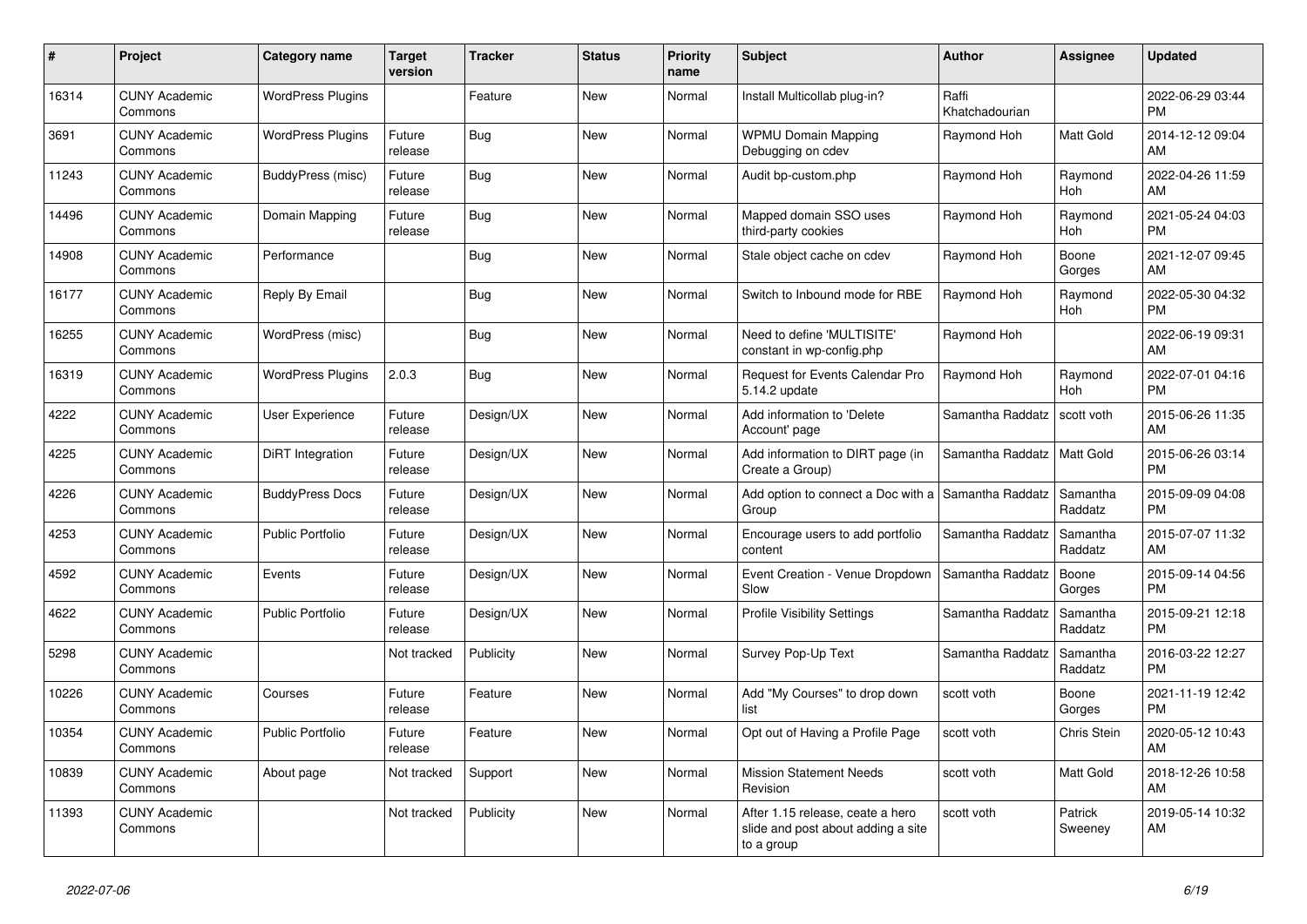| # | Project | Category name | Target version | Tracker | Status | Priority name | Subject | Author | Assignee | Updated |
|---|---|---|---|---|---|---|---|---|---|---|
| 16314 | CUNY Academic Commons | WordPress Plugins | | Feature | New | Normal | Install Multicollab plug-in? | Raffi Khatchadourian | | 2022-06-29 03:44 PM |
| 3691 | CUNY Academic Commons | WordPress Plugins | Future release | Bug | New | Normal | WPMU Domain Mapping Debugging on cdev | Raymond Hoh | Matt Gold | 2014-12-12 09:04 AM |
| 11243 | CUNY Academic Commons | BuddyPress (misc) | Future release | Bug | New | Normal | Audit bp-custom.php | Raymond Hoh | Raymond Hoh | 2022-04-26 11:59 AM |
| 14496 | CUNY Academic Commons | Domain Mapping | Future release | Bug | New | Normal | Mapped domain SSO uses third-party cookies | Raymond Hoh | Raymond Hoh | 2021-05-24 04:03 PM |
| 14908 | CUNY Academic Commons | Performance | | Bug | New | Normal | Stale object cache on cdev | Raymond Hoh | Boone Gorges | 2021-12-07 09:45 AM |
| 16177 | CUNY Academic Commons | Reply By Email | | Bug | New | Normal | Switch to Inbound mode for RBE | Raymond Hoh | Raymond Hoh | 2022-05-30 04:32 PM |
| 16255 | CUNY Academic Commons | WordPress (misc) | | Bug | New | Normal | Need to define 'MULTISITE' constant in wp-config.php | Raymond Hoh | | 2022-06-19 09:31 AM |
| 16319 | CUNY Academic Commons | WordPress Plugins | 2.0.3 | Bug | New | Normal | Request for Events Calendar Pro 5.14.2 update | Raymond Hoh | Raymond Hoh | 2022-07-01 04:16 PM |
| 4222 | CUNY Academic Commons | User Experience | Future release | Design/UX | New | Normal | Add information to 'Delete Account' page | Samantha Raddatz | scott voth | 2015-06-26 11:35 AM |
| 4225 | CUNY Academic Commons | DiRT Integration | Future release | Design/UX | New | Normal | Add information to DIRT page (in Create a Group) | Samantha Raddatz | Matt Gold | 2015-06-26 03:14 PM |
| 4226 | CUNY Academic Commons | BuddyPress Docs | Future release | Design/UX | New | Normal | Add option to connect a Doc with a Group | Samantha Raddatz | Samantha Raddatz | 2015-09-09 04:08 PM |
| 4253 | CUNY Academic Commons | Public Portfolio | Future release | Design/UX | New | Normal | Encourage users to add portfolio content | Samantha Raddatz | Samantha Raddatz | 2015-07-07 11:32 AM |
| 4592 | CUNY Academic Commons | Events | Future release | Design/UX | New | Normal | Event Creation - Venue Dropdown Slow | Samantha Raddatz | Boone Gorges | 2015-09-14 04:56 PM |
| 4622 | CUNY Academic Commons | Public Portfolio | Future release | Design/UX | New | Normal | Profile Visibility Settings | Samantha Raddatz | Samantha Raddatz | 2015-09-21 12:18 PM |
| 5298 | CUNY Academic Commons | | Not tracked | Publicity | New | Normal | Survey Pop-Up Text | Samantha Raddatz | Samantha Raddatz | 2016-03-22 12:27 PM |
| 10226 | CUNY Academic Commons | Courses | Future release | Feature | New | Normal | Add "My Courses" to drop down list | scott voth | Boone Gorges | 2021-11-19 12:42 PM |
| 10354 | CUNY Academic Commons | Public Portfolio | Future release | Feature | New | Normal | Opt out of Having a Profile Page | scott voth | Chris Stein | 2020-05-12 10:43 AM |
| 10839 | CUNY Academic Commons | About page | Not tracked | Support | New | Normal | Mission Statement Needs Revision | scott voth | Matt Gold | 2018-12-26 10:58 AM |
| 11393 | CUNY Academic Commons | | Not tracked | Publicity | New | Normal | After 1.15 release, ceate a hero slide and post about adding a site to a group | scott voth | Patrick Sweeney | 2019-05-14 10:32 AM |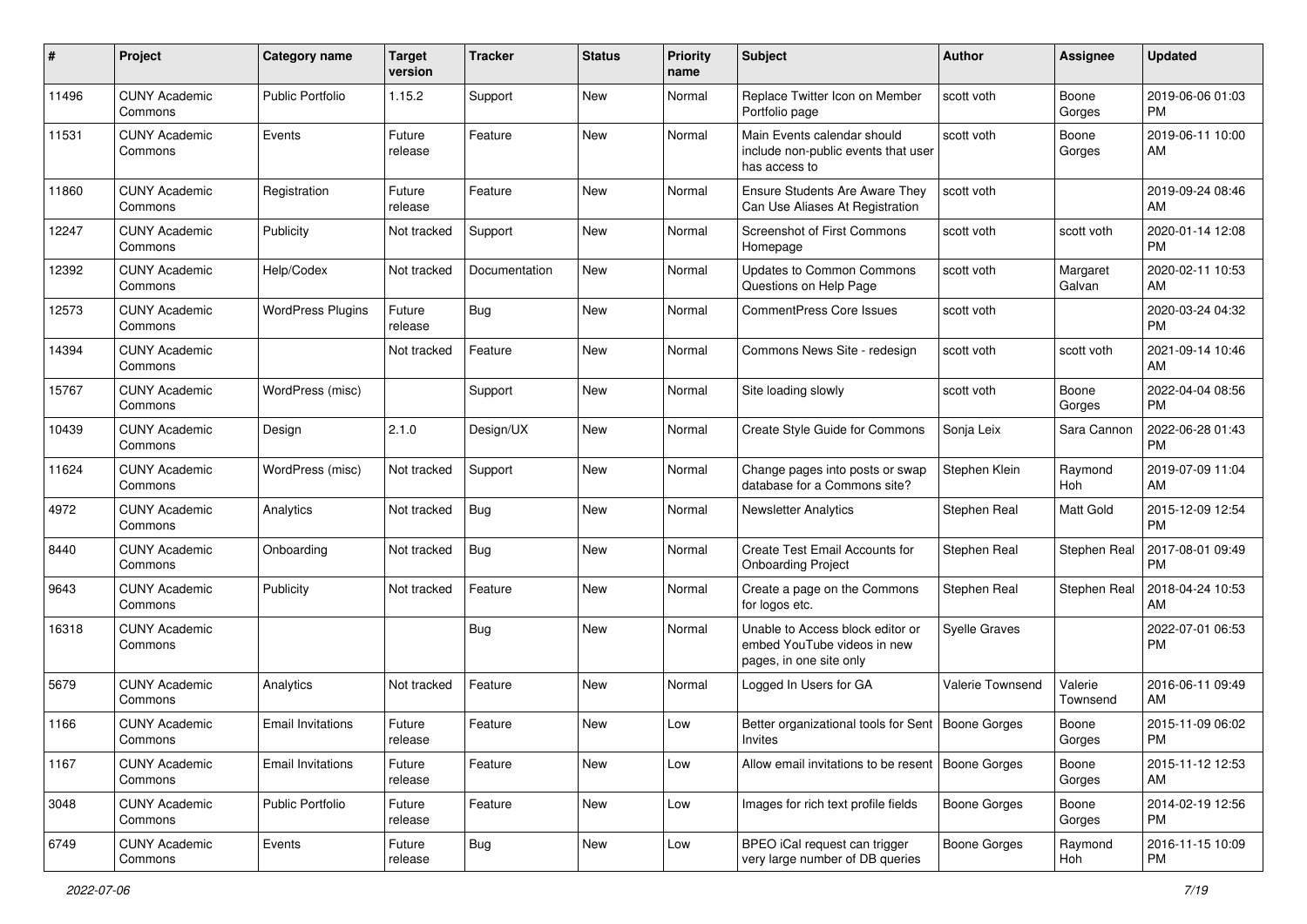| # | Project | Category name | Target version | Tracker | Status | Priority name | Subject | Author | Assignee | Updated |
|---|---|---|---|---|---|---|---|---|---|---|
| 11496 | CUNY Academic Commons | Public Portfolio | 1.15.2 | Support | New | Normal | Replace Twitter Icon on Member Portfolio page | scott voth | Boone Gorges | 2019-06-06 01:03 PM |
| 11531 | CUNY Academic Commons | Events | Future release | Feature | New | Normal | Main Events calendar should include non-public events that user has access to | scott voth | Boone Gorges | 2019-06-11 10:00 AM |
| 11860 | CUNY Academic Commons | Registration | Future release | Feature | New | Normal | Ensure Students Are Aware They Can Use Aliases At Registration | scott voth | | 2019-09-24 08:46 AM |
| 12247 | CUNY Academic Commons | Publicity | Not tracked | Support | New | Normal | Screenshot of First Commons Homepage | scott voth | scott voth | 2020-01-14 12:08 PM |
| 12392 | CUNY Academic Commons | Help/Codex | Not tracked | Documentation | New | Normal | Updates to Common Commons Questions on Help Page | scott voth | Margaret Galvan | 2020-02-11 10:53 AM |
| 12573 | CUNY Academic Commons | WordPress Plugins | Future release | Bug | New | Normal | CommentPress Core Issues | scott voth | | 2020-03-24 04:32 PM |
| 14394 | CUNY Academic Commons | | Not tracked | Feature | New | Normal | Commons News Site - redesign | scott voth | scott voth | 2021-09-14 10:46 AM |
| 15767 | CUNY Academic Commons | WordPress (misc) | | Support | New | Normal | Site loading slowly | scott voth | Boone Gorges | 2022-04-04 08:56 PM |
| 10439 | CUNY Academic Commons | Design | 2.1.0 | Design/UX | New | Normal | Create Style Guide for Commons | Sonja Leix | Sara Cannon | 2022-06-28 01:43 PM |
| 11624 | CUNY Academic Commons | WordPress (misc) | Not tracked | Support | New | Normal | Change pages into posts or swap database for a Commons site? | Stephen Klein | Raymond Hoh | 2019-07-09 11:04 AM |
| 4972 | CUNY Academic Commons | Analytics | Not tracked | Bug | New | Normal | Newsletter Analytics | Stephen Real | Matt Gold | 2015-12-09 12:54 PM |
| 8440 | CUNY Academic Commons | Onboarding | Not tracked | Bug | New | Normal | Create Test Email Accounts for Onboarding Project | Stephen Real | Stephen Real | 2017-08-01 09:49 PM |
| 9643 | CUNY Academic Commons | Publicity | Not tracked | Feature | New | Normal | Create a page on the Commons for logos etc. | Stephen Real | Stephen Real | 2018-04-24 10:53 AM |
| 16318 | CUNY Academic Commons | | | Bug | New | Normal | Unable to Access block editor or embed YouTube videos in new pages, in one site only | Syelle Graves | | 2022-07-01 06:53 PM |
| 5679 | CUNY Academic Commons | Analytics | Not tracked | Feature | New | Normal | Logged In Users for GA | Valerie Townsend | Valerie Townsend | 2016-06-11 09:49 AM |
| 1166 | CUNY Academic Commons | Email Invitations | Future release | Feature | New | Low | Better organizational tools for Sent Invites | Boone Gorges | Boone Gorges | 2015-11-09 06:02 PM |
| 1167 | CUNY Academic Commons | Email Invitations | Future release | Feature | New | Low | Allow email invitations to be resent | Boone Gorges | Boone Gorges | 2015-11-12 12:53 AM |
| 3048 | CUNY Academic Commons | Public Portfolio | Future release | Feature | New | Low | Images for rich text profile fields | Boone Gorges | Boone Gorges | 2014-02-19 12:56 PM |
| 6749 | CUNY Academic Commons | Events | Future release | Bug | New | Low | BPEO iCal request can trigger very large number of DB queries | Boone Gorges | Raymond Hoh | 2016-11-15 10:09 PM |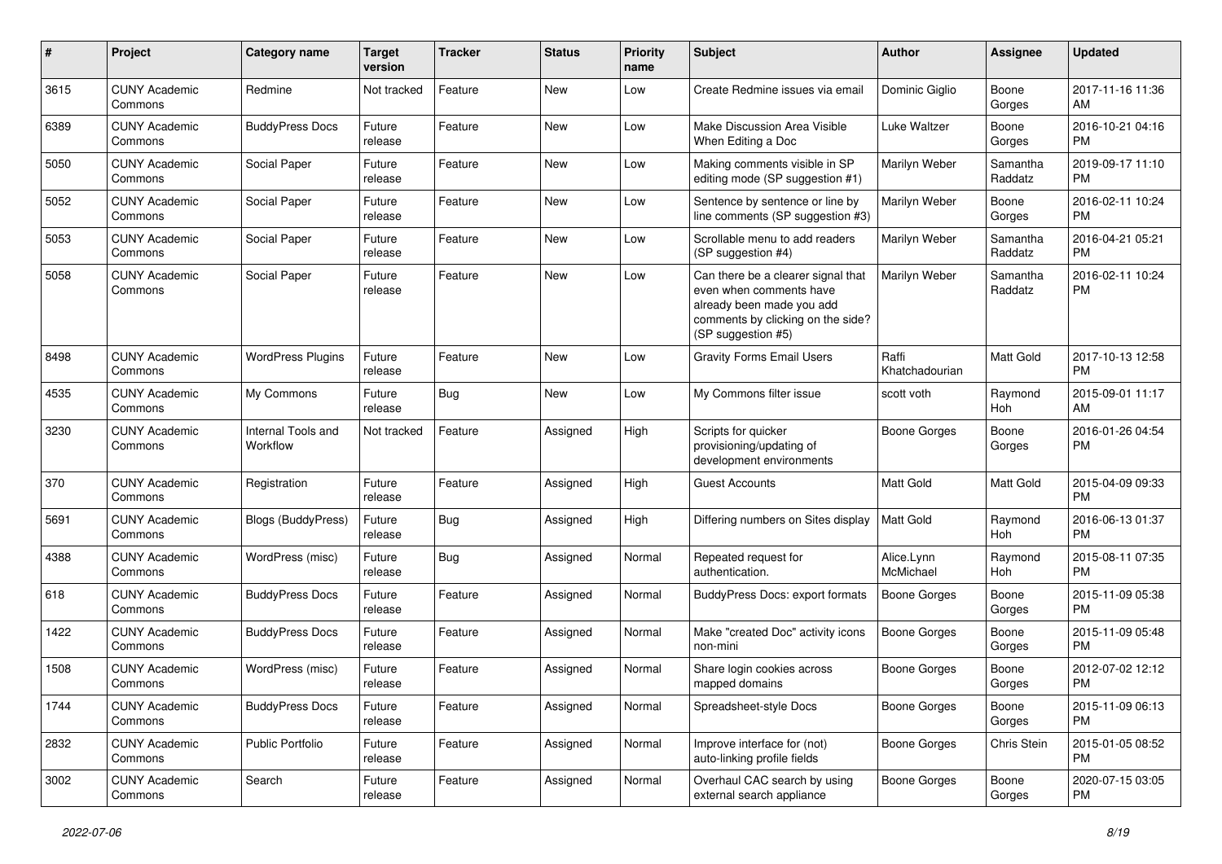| # | Project | Category name | Target version | Tracker | Status | Priority name | Subject | Author | Assignee | Updated |
|---|---|---|---|---|---|---|---|---|---|---|
| 3615 | CUNY Academic Commons | Redmine | Not tracked | Feature | New | Low | Create Redmine issues via email | Dominic Giglio | Boone Gorges | 2017-11-16 11:36 AM |
| 6389 | CUNY Academic Commons | BuddyPress Docs | Future release | Feature | New | Low | Make Discussion Area Visible When Editing a Doc | Luke Waltzer | Boone Gorges | 2016-10-21 04:16 PM |
| 5050 | CUNY Academic Commons | Social Paper | Future release | Feature | New | Low | Making comments visible in SP editing mode (SP suggestion #1) | Marilyn Weber | Samantha Raddatz | 2019-09-17 11:10 PM |
| 5052 | CUNY Academic Commons | Social Paper | Future release | Feature | New | Low | Sentence by sentence or line by line comments (SP suggestion #3) | Marilyn Weber | Boone Gorges | 2016-02-11 10:24 PM |
| 5053 | CUNY Academic Commons | Social Paper | Future release | Feature | New | Low | Scrollable menu to add readers (SP suggestion #4) | Marilyn Weber | Samantha Raddatz | 2016-04-21 05:21 PM |
| 5058 | CUNY Academic Commons | Social Paper | Future release | Feature | New | Low | Can there be a clearer signal that even when comments have already been made you add comments by clicking on the side? (SP suggestion #5) | Marilyn Weber | Samantha Raddatz | 2016-02-11 10:24 PM |
| 8498 | CUNY Academic Commons | WordPress Plugins | Future release | Feature | New | Low | Gravity Forms Email Users | Raffi Khatchadourian | Matt Gold | 2017-10-13 12:58 PM |
| 4535 | CUNY Academic Commons | My Commons | Future release | Bug | New | Low | My Commons filter issue | scott voth | Raymond Hoh | 2015-09-01 11:17 AM |
| 3230 | CUNY Academic Commons | Internal Tools and Workflow | Not tracked | Feature | Assigned | High | Scripts for quicker provisioning/updating of development environments | Boone Gorges | Boone Gorges | 2016-01-26 04:54 PM |
| 370 | CUNY Academic Commons | Registration | Future release | Feature | Assigned | High | Guest Accounts | Matt Gold | Matt Gold | 2015-04-09 09:33 PM |
| 5691 | CUNY Academic Commons | Blogs (BuddyPress) | Future release | Bug | Assigned | High | Differing numbers on Sites display | Matt Gold | Raymond Hoh | 2016-06-13 01:37 PM |
| 4388 | CUNY Academic Commons | WordPress (misc) | Future release | Bug | Assigned | Normal | Repeated request for authentication. | Alice.Lynn McMichael | Raymond Hoh | 2015-08-11 07:35 PM |
| 618 | CUNY Academic Commons | BuddyPress Docs | Future release | Feature | Assigned | Normal | BuddyPress Docs: export formats | Boone Gorges | Boone Gorges | 2015-11-09 05:38 PM |
| 1422 | CUNY Academic Commons | BuddyPress Docs | Future release | Feature | Assigned | Normal | Make "created Doc" activity icons non-mini | Boone Gorges | Boone Gorges | 2015-11-09 05:48 PM |
| 1508 | CUNY Academic Commons | WordPress (misc) | Future release | Feature | Assigned | Normal | Share login cookies across mapped domains | Boone Gorges | Boone Gorges | 2012-07-02 12:12 PM |
| 1744 | CUNY Academic Commons | BuddyPress Docs | Future release | Feature | Assigned | Normal | Spreadsheet-style Docs | Boone Gorges | Boone Gorges | 2015-11-09 06:13 PM |
| 2832 | CUNY Academic Commons | Public Portfolio | Future release | Feature | Assigned | Normal | Improve interface for (not) auto-linking profile fields | Boone Gorges | Chris Stein | 2015-01-05 08:52 PM |
| 3002 | CUNY Academic Commons | Search | Future release | Feature | Assigned | Normal | Overhaul CAC search by using external search appliance | Boone Gorges | Boone Gorges | 2020-07-15 03:05 PM |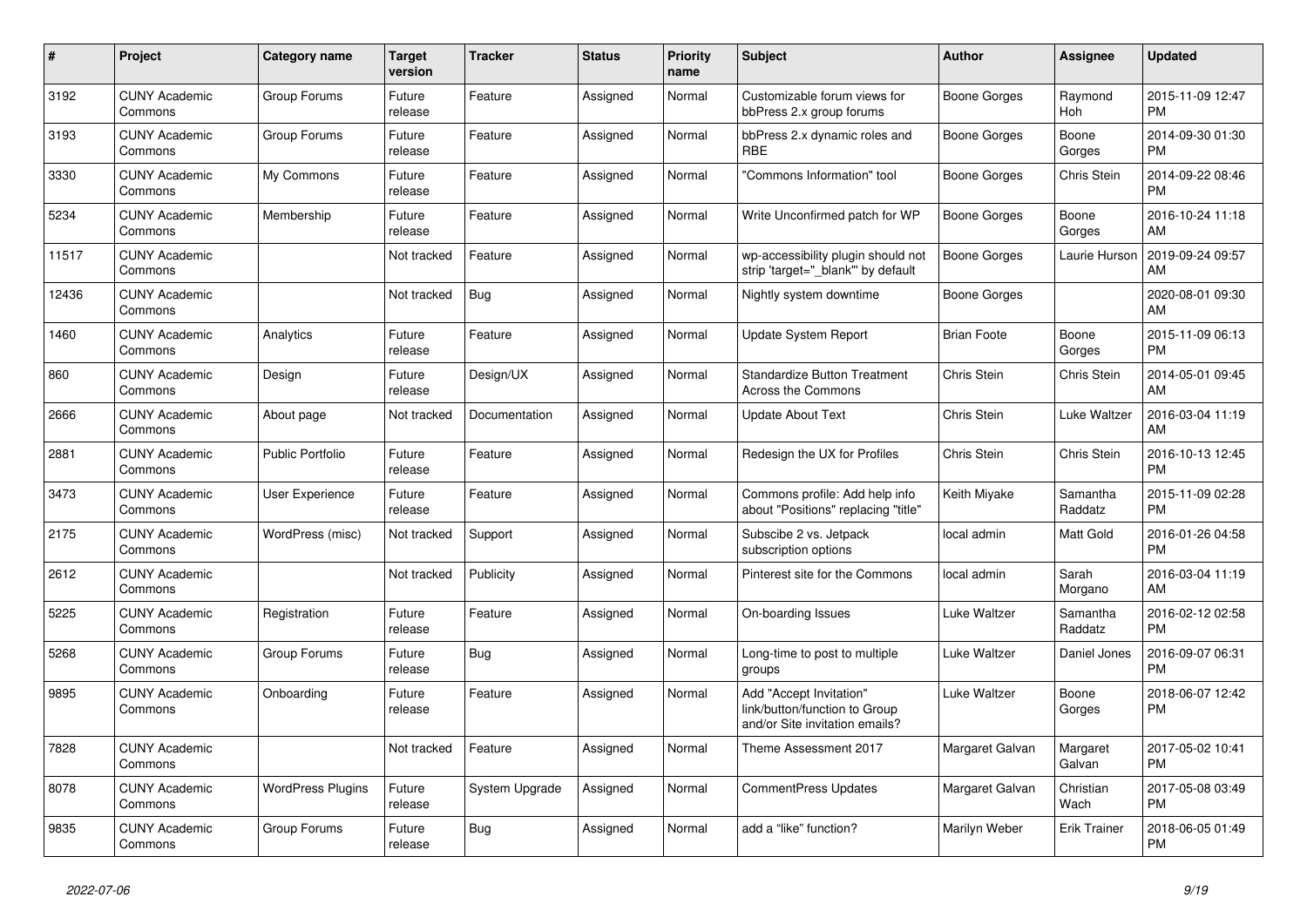| # | Project | Category name | Target version | Tracker | Status | Priority name | Subject | Author | Assignee | Updated |
|---|---|---|---|---|---|---|---|---|---|---|
| 3192 | CUNY Academic Commons | Group Forums | Future release | Feature | Assigned | Normal | Customizable forum views for bbPress 2.x group forums | Boone Gorges | Raymond Hoh | 2015-11-09 12:47 PM |
| 3193 | CUNY Academic Commons | Group Forums | Future release | Feature | Assigned | Normal | bbPress 2.x dynamic roles and RBE | Boone Gorges | Boone Gorges | 2014-09-30 01:30 PM |
| 3330 | CUNY Academic Commons | My Commons | Future release | Feature | Assigned | Normal | "Commons Information" tool | Boone Gorges | Chris Stein | 2014-09-22 08:46 PM |
| 5234 | CUNY Academic Commons | Membership | Future release | Feature | Assigned | Normal | Write Unconfirmed patch for WP | Boone Gorges | Boone Gorges | 2016-10-24 11:18 AM |
| 11517 | CUNY Academic Commons | | Not tracked | Feature | Assigned | Normal | wp-accessibility plugin should not strip 'target="_blank"' by default | Boone Gorges | Laurie Hurson | 2019-09-24 09:57 AM |
| 12436 | CUNY Academic Commons | | Not tracked | Bug | Assigned | Normal | Nightly system downtime | Boone Gorges | | 2020-08-01 09:30 AM |
| 1460 | CUNY Academic Commons | Analytics | Future release | Feature | Assigned | Normal | Update System Report | Brian Foote | Boone Gorges | 2015-11-09 06:13 PM |
| 860 | CUNY Academic Commons | Design | Future release | Design/UX | Assigned | Normal | Standardize Button Treatment Across the Commons | Chris Stein | Chris Stein | 2014-05-01 09:45 AM |
| 2666 | CUNY Academic Commons | About page | Not tracked | Documentation | Assigned | Normal | Update About Text | Chris Stein | Luke Waltzer | 2016-03-04 11:19 AM |
| 2881 | CUNY Academic Commons | Public Portfolio | Future release | Feature | Assigned | Normal | Redesign the UX for Profiles | Chris Stein | Chris Stein | 2016-10-13 12:45 PM |
| 3473 | CUNY Academic Commons | User Experience | Future release | Feature | Assigned | Normal | Commons profile: Add help info about "Positions" replacing "title" | Keith Miyake | Samantha Raddatz | 2015-11-09 02:28 PM |
| 2175 | CUNY Academic Commons | WordPress (misc) | Not tracked | Support | Assigned | Normal | Subscibe 2 vs. Jetpack subscription options | local admin | Matt Gold | 2016-01-26 04:58 PM |
| 2612 | CUNY Academic Commons | | Not tracked | Publicity | Assigned | Normal | Pinterest site for the Commons | local admin | Sarah Morgano | 2016-03-04 11:19 AM |
| 5225 | CUNY Academic Commons | Registration | Future release | Feature | Assigned | Normal | On-boarding Issues | Luke Waltzer | Samantha Raddatz | 2016-02-12 02:58 PM |
| 5268 | CUNY Academic Commons | Group Forums | Future release | Bug | Assigned | Normal | Long-time to post to multiple groups | Luke Waltzer | Daniel Jones | 2016-09-07 06:31 PM |
| 9895 | CUNY Academic Commons | Onboarding | Future release | Feature | Assigned | Normal | Add "Accept Invitation" link/button/function to Group and/or Site invitation emails? | Luke Waltzer | Boone Gorges | 2018-06-07 12:42 PM |
| 7828 | CUNY Academic Commons | | Not tracked | Feature | Assigned | Normal | Theme Assessment 2017 | Margaret Galvan | Margaret Galvan | 2017-05-02 10:41 PM |
| 8078 | CUNY Academic Commons | WordPress Plugins | Future release | System Upgrade | Assigned | Normal | CommentPress Updates | Margaret Galvan | Christian Wach | 2017-05-08 03:49 PM |
| 9835 | CUNY Academic Commons | Group Forums | Future release | Bug | Assigned | Normal | add a “like” function? | Marilyn Weber | Erik Trainer | 2018-06-05 01:49 PM |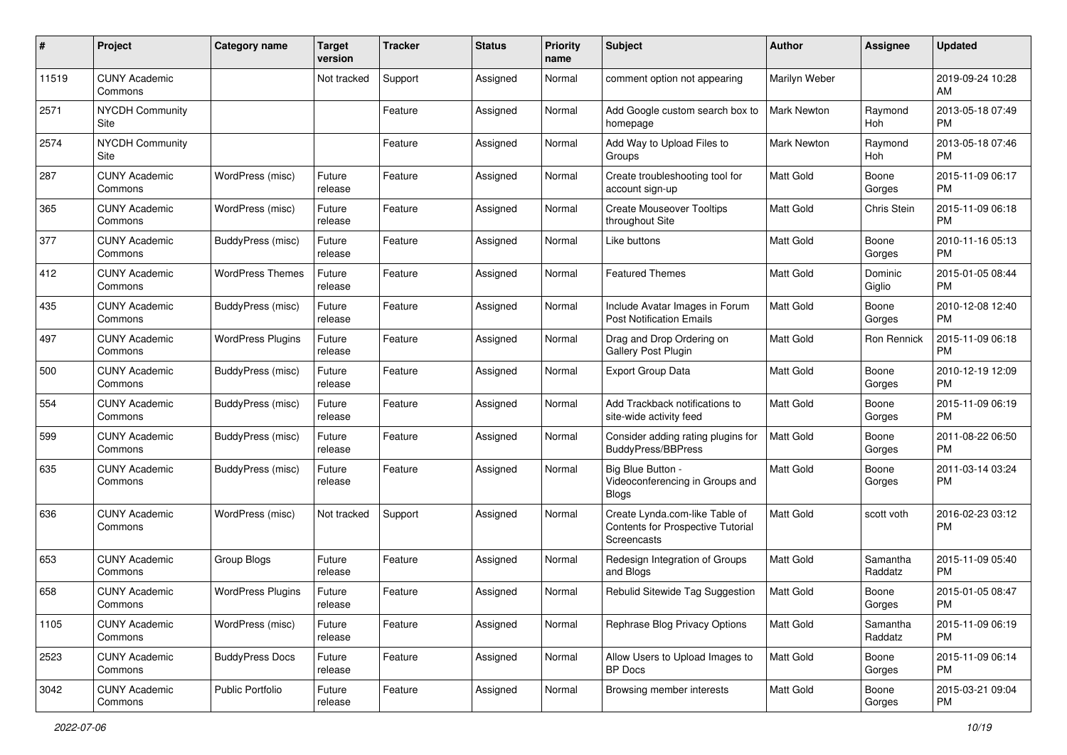| # | Project | Category name | Target version | Tracker | Status | Priority name | Subject | Author | Assignee | Updated |
|---|---|---|---|---|---|---|---|---|---|---|
| 11519 | CUNY Academic Commons | | Not tracked | Support | Assigned | Normal | comment option not appearing | Marilyn Weber | | 2019-09-24 10:28 AM |
| 2571 | NYCDH Community Site | | | Feature | Assigned | Normal | Add Google custom search box to homepage | Mark Newton | Raymond Hoh | 2013-05-18 07:49 PM |
| 2574 | NYCDH Community Site | | | Feature | Assigned | Normal | Add Way to Upload Files to Groups | Mark Newton | Raymond Hoh | 2013-05-18 07:46 PM |
| 287 | CUNY Academic Commons | WordPress (misc) | Future release | Feature | Assigned | Normal | Create troubleshooting tool for account sign-up | Matt Gold | Boone Gorges | 2015-11-09 06:17 PM |
| 365 | CUNY Academic Commons | WordPress (misc) | Future release | Feature | Assigned | Normal | Create Mouseover Tooltips throughout Site | Matt Gold | Chris Stein | 2015-11-09 06:18 PM |
| 377 | CUNY Academic Commons | BuddyPress (misc) | Future release | Feature | Assigned | Normal | Like buttons | Matt Gold | Boone Gorges | 2010-11-16 05:13 PM |
| 412 | CUNY Academic Commons | WordPress Themes | Future release | Feature | Assigned | Normal | Featured Themes | Matt Gold | Dominic Giglio | 2015-01-05 08:44 PM |
| 435 | CUNY Academic Commons | BuddyPress (misc) | Future release | Feature | Assigned | Normal | Include Avatar Images in Forum Post Notification Emails | Matt Gold | Boone Gorges | 2010-12-08 12:40 PM |
| 497 | CUNY Academic Commons | WordPress Plugins | Future release | Feature | Assigned | Normal | Drag and Drop Ordering on Gallery Post Plugin | Matt Gold | Ron Rennick | 2015-11-09 06:18 PM |
| 500 | CUNY Academic Commons | BuddyPress (misc) | Future release | Feature | Assigned | Normal | Export Group Data | Matt Gold | Boone Gorges | 2010-12-19 12:09 PM |
| 554 | CUNY Academic Commons | BuddyPress (misc) | Future release | Feature | Assigned | Normal | Add Trackback notifications to site-wide activity feed | Matt Gold | Boone Gorges | 2015-11-09 06:19 PM |
| 599 | CUNY Academic Commons | BuddyPress (misc) | Future release | Feature | Assigned | Normal | Consider adding rating plugins for BuddyPress/BBPress | Matt Gold | Boone Gorges | 2011-08-22 06:50 PM |
| 635 | CUNY Academic Commons | BuddyPress (misc) | Future release | Feature | Assigned | Normal | Big Blue Button - Videoconferencing in Groups and Blogs | Matt Gold | Boone Gorges | 2011-03-14 03:24 PM |
| 636 | CUNY Academic Commons | WordPress (misc) | Not tracked | Support | Assigned | Normal | Create Lynda.com-like Table of Contents for Prospective Tutorial Screencasts | Matt Gold | scott voth | 2016-02-23 03:12 PM |
| 653 | CUNY Academic Commons | Group Blogs | Future release | Feature | Assigned | Normal | Redesign Integration of Groups and Blogs | Matt Gold | Samantha Raddatz | 2015-11-09 05:40 PM |
| 658 | CUNY Academic Commons | WordPress Plugins | Future release | Feature | Assigned | Normal | Rebulid Sitewide Tag Suggestion | Matt Gold | Boone Gorges | 2015-01-05 08:47 PM |
| 1105 | CUNY Academic Commons | WordPress (misc) | Future release | Feature | Assigned | Normal | Rephrase Blog Privacy Options | Matt Gold | Samantha Raddatz | 2015-11-09 06:19 PM |
| 2523 | CUNY Academic Commons | BuddyPress Docs | Future release | Feature | Assigned | Normal | Allow Users to Upload Images to BP Docs | Matt Gold | Boone Gorges | 2015-11-09 06:14 PM |
| 3042 | CUNY Academic Commons | Public Portfolio | Future release | Feature | Assigned | Normal | Browsing member interests | Matt Gold | Boone Gorges | 2015-03-21 09:04 PM |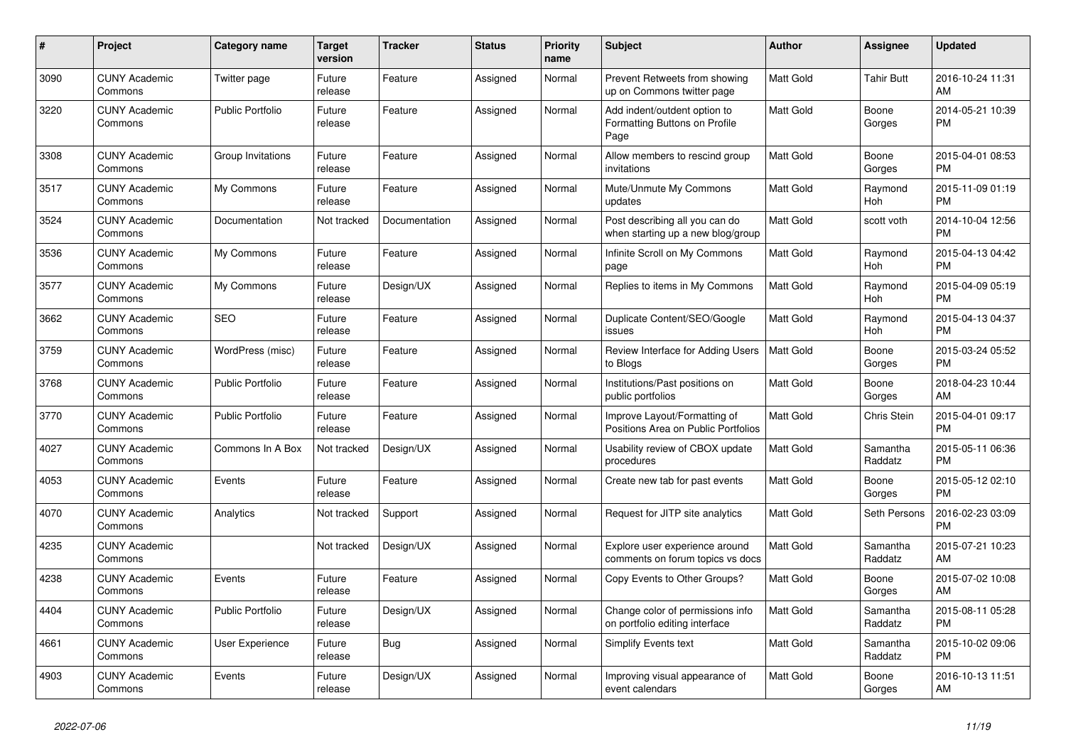| # | Project | Category name | Target version | Tracker | Status | Priority name | Subject | Author | Assignee | Updated |
|---|---|---|---|---|---|---|---|---|---|---|
| 3090 | CUNY Academic Commons | Twitter page | Future release | Feature | Assigned | Normal | Prevent Retweets from showing up on Commons twitter page | Matt Gold | Tahir Butt | 2016-10-24 11:31 AM |
| 3220 | CUNY Academic Commons | Public Portfolio | Future release | Feature | Assigned | Normal | Add indent/outdent option to Formatting Buttons on Profile Page | Matt Gold | Boone Gorges | 2014-05-21 10:39 PM |
| 3308 | CUNY Academic Commons | Group Invitations | Future release | Feature | Assigned | Normal | Allow members to rescind group invitations | Matt Gold | Boone Gorges | 2015-04-01 08:53 PM |
| 3517 | CUNY Academic Commons | My Commons | Future release | Feature | Assigned | Normal | Mute/Unmute My Commons updates | Matt Gold | Raymond Hoh | 2015-11-09 01:19 PM |
| 3524 | CUNY Academic Commons | Documentation | Not tracked | Documentation | Assigned | Normal | Post describing all you can do when starting up a new blog/group | Matt Gold | scott voth | 2014-10-04 12:56 PM |
| 3536 | CUNY Academic Commons | My Commons | Future release | Feature | Assigned | Normal | Infinite Scroll on My Commons page | Matt Gold | Raymond Hoh | 2015-04-13 04:42 PM |
| 3577 | CUNY Academic Commons | My Commons | Future release | Design/UX | Assigned | Normal | Replies to items in My Commons | Matt Gold | Raymond Hoh | 2015-04-09 05:19 PM |
| 3662 | CUNY Academic Commons | SEO | Future release | Feature | Assigned | Normal | Duplicate Content/SEO/Google issues | Matt Gold | Raymond Hoh | 2015-04-13 04:37 PM |
| 3759 | CUNY Academic Commons | WordPress (misc) | Future release | Feature | Assigned | Normal | Review Interface for Adding Users to Blogs | Matt Gold | Boone Gorges | 2015-03-24 05:52 PM |
| 3768 | CUNY Academic Commons | Public Portfolio | Future release | Feature | Assigned | Normal | Institutions/Past positions on public portfolios | Matt Gold | Boone Gorges | 2018-04-23 10:44 AM |
| 3770 | CUNY Academic Commons | Public Portfolio | Future release | Feature | Assigned | Normal | Improve Layout/Formatting of Positions Area on Public Portfolios | Matt Gold | Chris Stein | 2015-04-01 09:17 PM |
| 4027 | CUNY Academic Commons | Commons In A Box | Not tracked | Design/UX | Assigned | Normal | Usability review of CBOX update procedures | Matt Gold | Samantha Raddatz | 2015-05-11 06:36 PM |
| 4053 | CUNY Academic Commons | Events | Future release | Feature | Assigned | Normal | Create new tab for past events | Matt Gold | Boone Gorges | 2015-05-12 02:10 PM |
| 4070 | CUNY Academic Commons | Analytics | Not tracked | Support | Assigned | Normal | Request for JITP site analytics | Matt Gold | Seth Persons | 2016-02-23 03:09 PM |
| 4235 | CUNY Academic Commons | | Not tracked | Design/UX | Assigned | Normal | Explore user experience around comments on forum topics vs docs | Matt Gold | Samantha Raddatz | 2015-07-21 10:23 AM |
| 4238 | CUNY Academic Commons | Events | Future release | Feature | Assigned | Normal | Copy Events to Other Groups? | Matt Gold | Boone Gorges | 2015-07-02 10:08 AM |
| 4404 | CUNY Academic Commons | Public Portfolio | Future release | Design/UX | Assigned | Normal | Change color of permissions info on portfolio editing interface | Matt Gold | Samantha Raddatz | 2015-08-11 05:28 PM |
| 4661 | CUNY Academic Commons | User Experience | Future release | Bug | Assigned | Normal | Simplify Events text | Matt Gold | Samantha Raddatz | 2015-10-02 09:06 PM |
| 4903 | CUNY Academic Commons | Events | Future release | Design/UX | Assigned | Normal | Improving visual appearance of event calendars | Matt Gold | Boone Gorges | 2016-10-13 11:51 AM |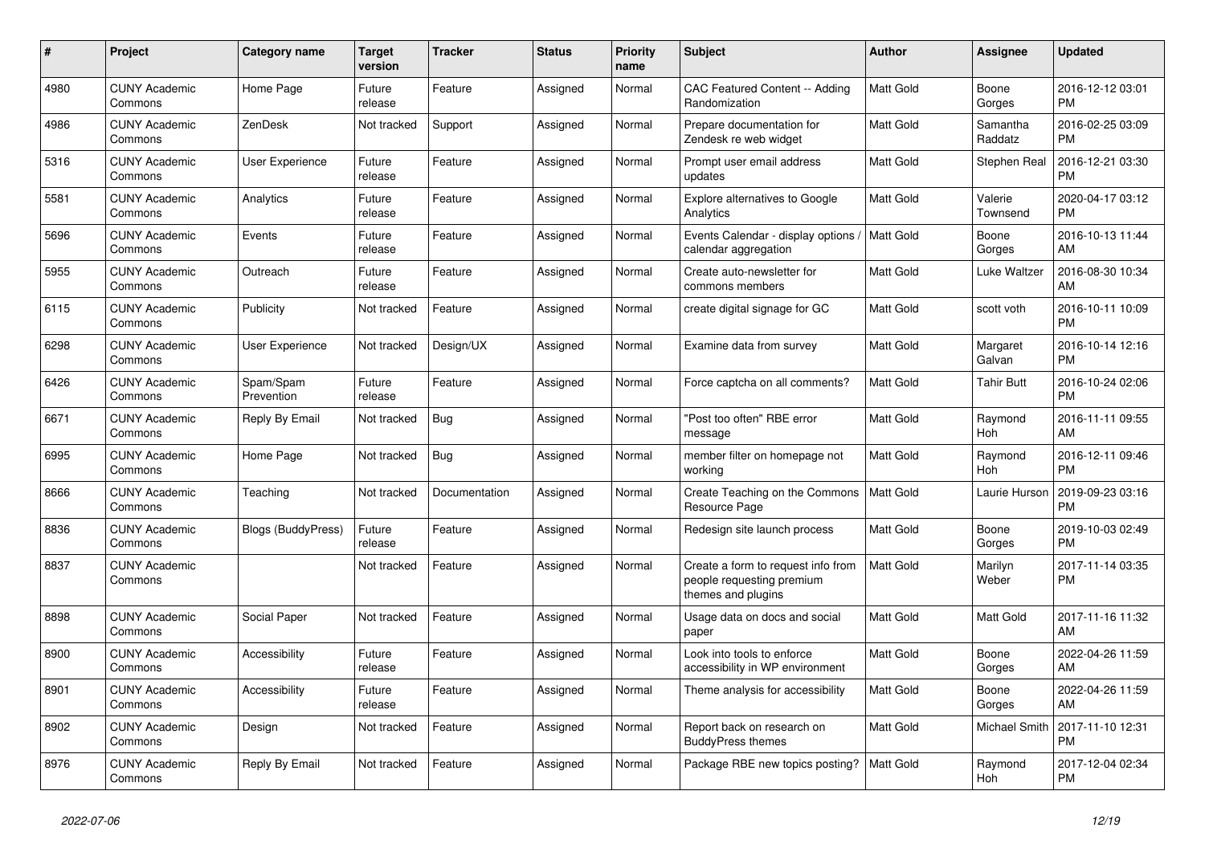| # | Project | Category name | Target version | Tracker | Status | Priority name | Subject | Author | Assignee | Updated |
|---|---|---|---|---|---|---|---|---|---|---|
| 4980 | CUNY Academic Commons | Home Page | Future release | Feature | Assigned | Normal | CAC Featured Content -- Adding Randomization | Matt Gold | Boone Gorges | 2016-12-12 03:01 PM |
| 4986 | CUNY Academic Commons | ZenDesk | Not tracked | Support | Assigned | Normal | Prepare documentation for Zendesk re web widget | Matt Gold | Samantha Raddatz | 2016-02-25 03:09 PM |
| 5316 | CUNY Academic Commons | User Experience | Future release | Feature | Assigned | Normal | Prompt user email address updates | Matt Gold | Stephen Real | 2016-12-21 03:30 PM |
| 5581 | CUNY Academic Commons | Analytics | Future release | Feature | Assigned | Normal | Explore alternatives to Google Analytics | Matt Gold | Valerie Townsend | 2020-04-17 03:12 PM |
| 5696 | CUNY Academic Commons | Events | Future release | Feature | Assigned | Normal | Events Calendar - display options / calendar aggregation | Matt Gold | Boone Gorges | 2016-10-13 11:44 AM |
| 5955 | CUNY Academic Commons | Outreach | Future release | Feature | Assigned | Normal | Create auto-newsletter for commons members | Matt Gold | Luke Waltzer | 2016-08-30 10:34 AM |
| 6115 | CUNY Academic Commons | Publicity | Not tracked | Feature | Assigned | Normal | create digital signage for GC | Matt Gold | scott voth | 2016-10-11 10:09 PM |
| 6298 | CUNY Academic Commons | User Experience | Not tracked | Design/UX | Assigned | Normal | Examine data from survey | Matt Gold | Margaret Galvan | 2016-10-14 12:16 PM |
| 6426 | CUNY Academic Commons | Spam/Spam Prevention | Future release | Feature | Assigned | Normal | Force captcha on all comments? | Matt Gold | Tahir Butt | 2016-10-24 02:06 PM |
| 6671 | CUNY Academic Commons | Reply By Email | Not tracked | Bug | Assigned | Normal | "Post too often" RBE error message | Matt Gold | Raymond Hoh | 2016-11-11 09:55 AM |
| 6995 | CUNY Academic Commons | Home Page | Not tracked | Bug | Assigned | Normal | member filter on homepage not working | Matt Gold | Raymond Hoh | 2016-12-11 09:46 PM |
| 8666 | CUNY Academic Commons | Teaching | Not tracked | Documentation | Assigned | Normal | Create Teaching on the Commons Resource Page | Matt Gold | Laurie Hurson | 2019-09-23 03:16 PM |
| 8836 | CUNY Academic Commons | Blogs (BuddyPress) | Future release | Feature | Assigned | Normal | Redesign site launch process | Matt Gold | Boone Gorges | 2019-10-03 02:49 PM |
| 8837 | CUNY Academic Commons | | Not tracked | Feature | Assigned | Normal | Create a form to request info from people requesting premium themes and plugins | Matt Gold | Marilyn Weber | 2017-11-14 03:35 PM |
| 8898 | CUNY Academic Commons | Social Paper | Not tracked | Feature | Assigned | Normal | Usage data on docs and social paper | Matt Gold | Matt Gold | 2017-11-16 11:32 AM |
| 8900 | CUNY Academic Commons | Accessibility | Future release | Feature | Assigned | Normal | Look into tools to enforce accessibility in WP environment | Matt Gold | Boone Gorges | 2022-04-26 11:59 AM |
| 8901 | CUNY Academic Commons | Accessibility | Future release | Feature | Assigned | Normal | Theme analysis for accessibility | Matt Gold | Boone Gorges | 2022-04-26 11:59 AM |
| 8902 | CUNY Academic Commons | Design | Not tracked | Feature | Assigned | Normal | Report back on research on BuddyPress themes | Matt Gold | Michael Smith | 2017-11-10 12:31 PM |
| 8976 | CUNY Academic Commons | Reply By Email | Not tracked | Feature | Assigned | Normal | Package RBE new topics posting? | Matt Gold | Raymond Hoh | 2017-12-04 02:34 PM |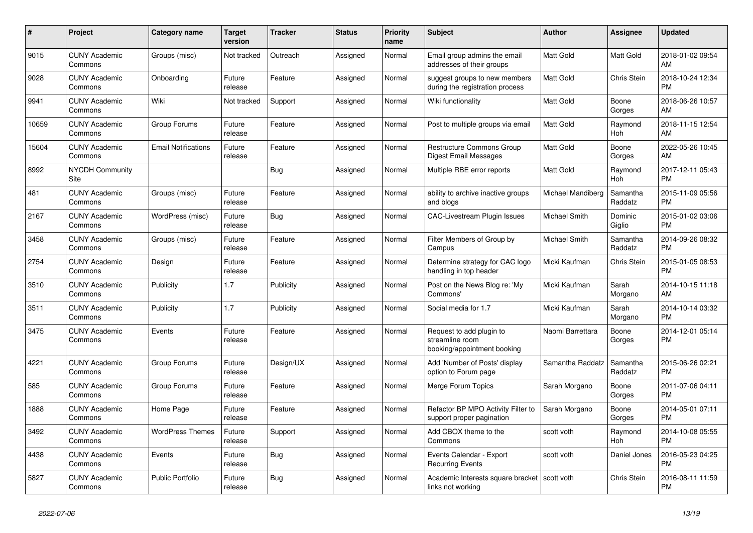| # | Project | Category name | Target version | Tracker | Status | Priority name | Subject | Author | Assignee | Updated |
|---|---|---|---|---|---|---|---|---|---|---|
| 9015 | CUNY Academic Commons | Groups (misc) | Not tracked | Outreach | Assigned | Normal | Email group admins the email addresses of their groups | Matt Gold | Matt Gold | 2018-01-02 09:54 AM |
| 9028 | CUNY Academic Commons | Onboarding | Future release | Feature | Assigned | Normal | suggest groups to new members during the registration process | Matt Gold | Chris Stein | 2018-10-24 12:34 PM |
| 9941 | CUNY Academic Commons | Wiki | Not tracked | Support | Assigned | Normal | Wiki functionality | Matt Gold | Boone Gorges | 2018-06-26 10:57 AM |
| 10659 | CUNY Academic Commons | Group Forums | Future release | Feature | Assigned | Normal | Post to multiple groups via email | Matt Gold | Raymond Hoh | 2018-11-15 12:54 AM |
| 15604 | CUNY Academic Commons | Email Notifications | Future release | Feature | Assigned | Normal | Restructure Commons Group Digest Email Messages | Matt Gold | Boone Gorges | 2022-05-26 10:45 AM |
| 8992 | NYCDH Community Site | | | Bug | Assigned | Normal | Multiple RBE error reports | Matt Gold | Raymond Hoh | 2017-12-11 05:43 PM |
| 481 | CUNY Academic Commons | Groups (misc) | Future release | Feature | Assigned | Normal | ability to archive inactive groups and blogs | Michael Mandiberg | Samantha Raddatz | 2015-11-09 05:56 PM |
| 2167 | CUNY Academic Commons | WordPress (misc) | Future release | Bug | Assigned | Normal | CAC-Livestream Plugin Issues | Michael Smith | Dominic Giglio | 2015-01-02 03:06 PM |
| 3458 | CUNY Academic Commons | Groups (misc) | Future release | Feature | Assigned | Normal | Filter Members of Group by Campus | Michael Smith | Samantha Raddatz | 2014-09-26 08:32 PM |
| 2754 | CUNY Academic Commons | Design | Future release | Feature | Assigned | Normal | Determine strategy for CAC logo handling in top header | Micki Kaufman | Chris Stein | 2015-01-05 08:53 PM |
| 3510 | CUNY Academic Commons | Publicity | 1.7 | Publicity | Assigned | Normal | Post on the News Blog re: 'My Commons' | Micki Kaufman | Sarah Morgano | 2014-10-15 11:18 AM |
| 3511 | CUNY Academic Commons | Publicity | 1.7 | Publicity | Assigned | Normal | Social media for 1.7 | Micki Kaufman | Sarah Morgano | 2014-10-14 03:32 PM |
| 3475 | CUNY Academic Commons | Events | Future release | Feature | Assigned | Normal | Request to add plugin to streamline room booking/appointment booking | Naomi Barrettara | Boone Gorges | 2014-12-01 05:14 PM |
| 4221 | CUNY Academic Commons | Group Forums | Future release | Design/UX | Assigned | Normal | Add 'Number of Posts' display option to Forum page | Samantha Raddatz | Samantha Raddatz | 2015-06-26 02:21 PM |
| 585 | CUNY Academic Commons | Group Forums | Future release | Feature | Assigned | Normal | Merge Forum Topics | Sarah Morgano | Boone Gorges | 2011-07-06 04:11 PM |
| 1888 | CUNY Academic Commons | Home Page | Future release | Feature | Assigned | Normal | Refactor BP MPO Activity Filter to support proper pagination | Sarah Morgano | Boone Gorges | 2014-05-01 07:11 PM |
| 3492 | CUNY Academic Commons | WordPress Themes | Future release | Support | Assigned | Normal | Add CBOX theme to the Commons | scott voth | Raymond Hoh | 2014-10-08 05:55 PM |
| 4438 | CUNY Academic Commons | Events | Future release | Bug | Assigned | Normal | Events Calendar - Export Recurring Events | scott voth | Daniel Jones | 2016-05-23 04:25 PM |
| 5827 | CUNY Academic Commons | Public Portfolio | Future release | Bug | Assigned | Normal | Academic Interests square bracket links not working | scott voth | Chris Stein | 2016-08-11 11:59 PM |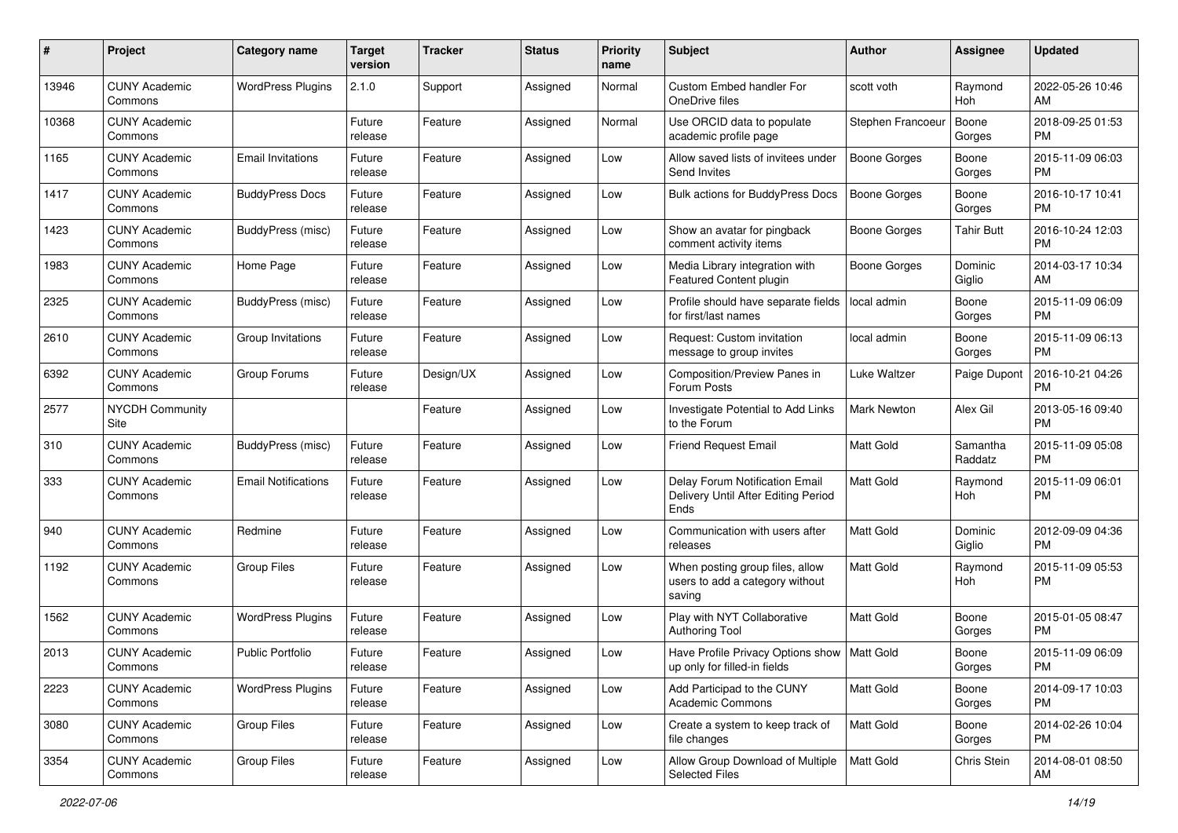| # | Project | Category name | Target version | Tracker | Status | Priority name | Subject | Author | Assignee | Updated |
|---|---|---|---|---|---|---|---|---|---|---|
| 13946 | CUNY Academic Commons | WordPress Plugins | 2.1.0 | Support | Assigned | Normal | Custom Embed handler For OneDrive files | scott voth | Raymond Hoh | 2022-05-26 10:46 AM |
| 10368 | CUNY Academic Commons | | Future release | Feature | Assigned | Normal | Use ORCID data to populate academic profile page | Stephen Francoeur | Boone Gorges | 2018-09-25 01:53 PM |
| 1165 | CUNY Academic Commons | Email Invitations | Future release | Feature | Assigned | Low | Allow saved lists of invitees under Send Invites | Boone Gorges | Boone Gorges | 2015-11-09 06:03 PM |
| 1417 | CUNY Academic Commons | BuddyPress Docs | Future release | Feature | Assigned | Low | Bulk actions for BuddyPress Docs | Boone Gorges | Boone Gorges | 2016-10-17 10:41 PM |
| 1423 | CUNY Academic Commons | BuddyPress (misc) | Future release | Feature | Assigned | Low | Show an avatar for pingback comment activity items | Boone Gorges | Tahir Butt | 2016-10-24 12:03 PM |
| 1983 | CUNY Academic Commons | Home Page | Future release | Feature | Assigned | Low | Media Library integration with Featured Content plugin | Boone Gorges | Dominic Giglio | 2014-03-17 10:34 AM |
| 2325 | CUNY Academic Commons | BuddyPress (misc) | Future release | Feature | Assigned | Low | Profile should have separate fields for first/last names | local admin | Boone Gorges | 2015-11-09 06:09 PM |
| 2610 | CUNY Academic Commons | Group Invitations | Future release | Feature | Assigned | Low | Request: Custom invitation message to group invites | local admin | Boone Gorges | 2015-11-09 06:13 PM |
| 6392 | CUNY Academic Commons | Group Forums | Future release | Design/UX | Assigned | Low | Composition/Preview Panes in Forum Posts | Luke Waltzer | Paige Dupont | 2016-10-21 04:26 PM |
| 2577 | NYCDH Community Site | | | Feature | Assigned | Low | Investigate Potential to Add Links to the Forum | Mark Newton | Alex Gil | 2013-05-16 09:40 PM |
| 310 | CUNY Academic Commons | BuddyPress (misc) | Future release | Feature | Assigned | Low | Friend Request Email | Matt Gold | Samantha Raddatz | 2015-11-09 05:08 PM |
| 333 | CUNY Academic Commons | Email Notifications | Future release | Feature | Assigned | Low | Delay Forum Notification Email Delivery Until After Editing Period Ends | Matt Gold | Raymond Hoh | 2015-11-09 06:01 PM |
| 940 | CUNY Academic Commons | Redmine | Future release | Feature | Assigned | Low | Communication with users after releases | Matt Gold | Dominic Giglio | 2012-09-09 04:36 PM |
| 1192 | CUNY Academic Commons | Group Files | Future release | Feature | Assigned | Low | When posting group files, allow users to add a category without saving | Matt Gold | Raymond Hoh | 2015-11-09 05:53 PM |
| 1562 | CUNY Academic Commons | WordPress Plugins | Future release | Feature | Assigned | Low | Play with NYT Collaborative Authoring Tool | Matt Gold | Boone Gorges | 2015-01-05 08:47 PM |
| 2013 | CUNY Academic Commons | Public Portfolio | Future release | Feature | Assigned | Low | Have Profile Privacy Options show up only for filled-in fields | Matt Gold | Boone Gorges | 2015-11-09 06:09 PM |
| 2223 | CUNY Academic Commons | WordPress Plugins | Future release | Feature | Assigned | Low | Add Participad to the CUNY Academic Commons | Matt Gold | Boone Gorges | 2014-09-17 10:03 PM |
| 3080 | CUNY Academic Commons | Group Files | Future release | Feature | Assigned | Low | Create a system to keep track of file changes | Matt Gold | Boone Gorges | 2014-02-26 10:04 PM |
| 3354 | CUNY Academic Commons | Group Files | Future release | Feature | Assigned | Low | Allow Group Download of Multiple Selected Files | Matt Gold | Chris Stein | 2014-08-01 08:50 AM |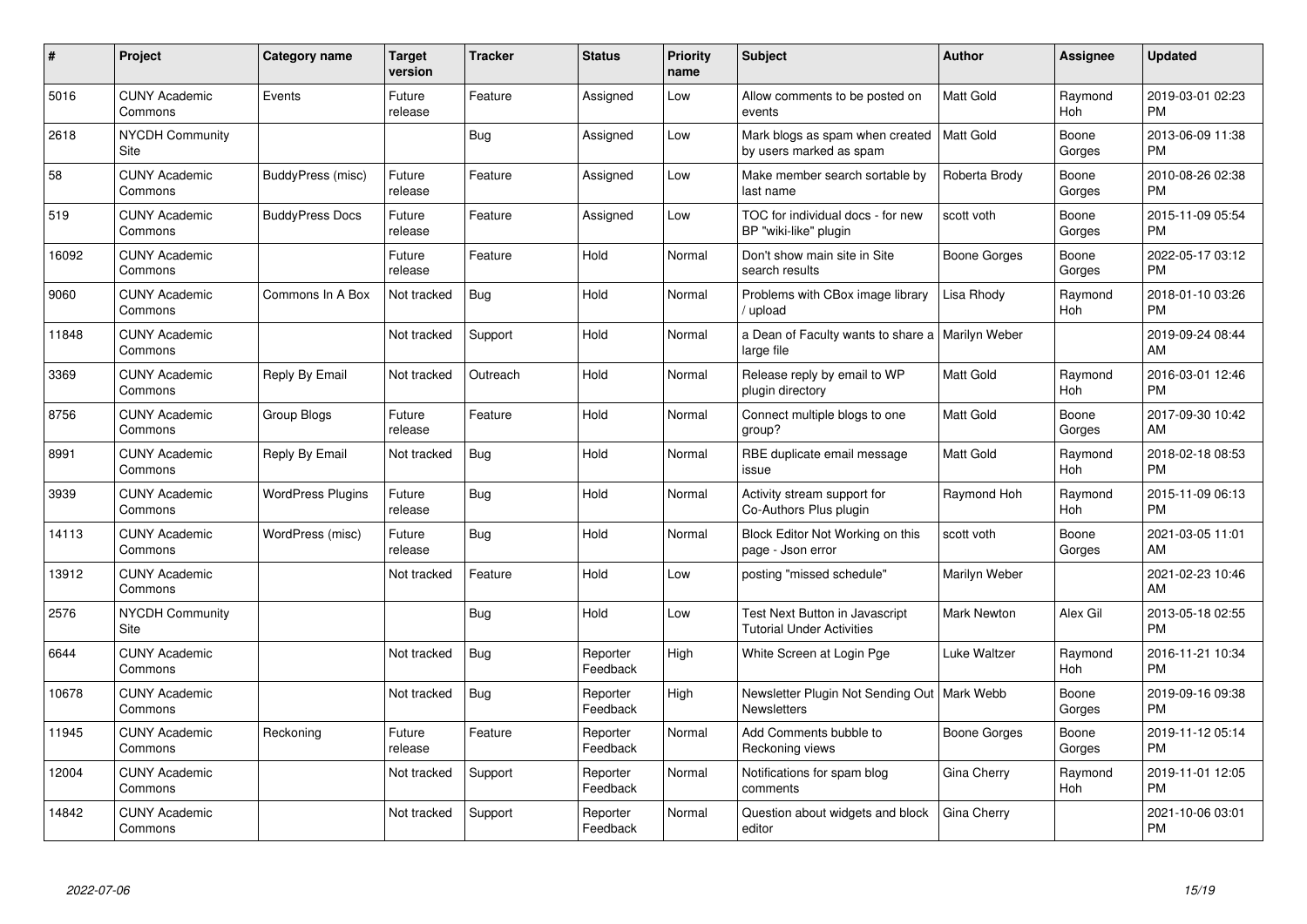| # | Project | Category name | Target version | Tracker | Status | Priority name | Subject | Author | Assignee | Updated |
|---|---|---|---|---|---|---|---|---|---|---|
| 5016 | CUNY Academic Commons | Events | Future release | Feature | Assigned | Low | Allow comments to be posted on events | Matt Gold | Raymond Hoh | 2019-03-01 02:23 PM |
| 2618 | NYCDH Community Site | | | Bug | Assigned | Low | Mark blogs as spam when created by users marked as spam | Matt Gold | Boone Gorges | 2013-06-09 11:38 PM |
| 58 | CUNY Academic Commons | BuddyPress (misc) | Future release | Feature | Assigned | Low | Make member search sortable by last name | Roberta Brody | Boone Gorges | 2010-08-26 02:38 PM |
| 519 | CUNY Academic Commons | BuddyPress Docs | Future release | Feature | Assigned | Low | TOC for individual docs - for new BP "wiki-like" plugin | scott voth | Boone Gorges | 2015-11-09 05:54 PM |
| 16092 | CUNY Academic Commons | | Future release | Feature | Hold | Normal | Don't show main site in Site search results | Boone Gorges | Boone Gorges | 2022-05-17 03:12 PM |
| 9060 | CUNY Academic Commons | Commons In A Box | Not tracked | Bug | Hold | Normal | Problems with CBox image library / upload | Lisa Rhody | Raymond Hoh | 2018-01-10 03:26 PM |
| 11848 | CUNY Academic Commons | | Not tracked | Support | Hold | Normal | a Dean of Faculty wants to share a large file | Marilyn Weber | | 2019-09-24 08:44 AM |
| 3369 | CUNY Academic Commons | Reply By Email | Not tracked | Outreach | Hold | Normal | Release reply by email to WP plugin directory | Matt Gold | Raymond Hoh | 2016-03-01 12:46 PM |
| 8756 | CUNY Academic Commons | Group Blogs | Future release | Feature | Hold | Normal | Connect multiple blogs to one group? | Matt Gold | Boone Gorges | 2017-09-30 10:42 AM |
| 8991 | CUNY Academic Commons | Reply By Email | Not tracked | Bug | Hold | Normal | RBE duplicate email message issue | Matt Gold | Raymond Hoh | 2018-02-18 08:53 PM |
| 3939 | CUNY Academic Commons | WordPress Plugins | Future release | Bug | Hold | Normal | Activity stream support for Co-Authors Plus plugin | Raymond Hoh | Raymond Hoh | 2015-11-09 06:13 PM |
| 14113 | CUNY Academic Commons | WordPress (misc) | Future release | Bug | Hold | Normal | Block Editor Not Working on this page - Json error | scott voth | Boone Gorges | 2021-03-05 11:01 AM |
| 13912 | CUNY Academic Commons | | Not tracked | Feature | Hold | Low | posting "missed schedule" | Marilyn Weber | | 2021-02-23 10:46 AM |
| 2576 | NYCDH Community Site | | | Bug | Hold | Low | Test Next Button in Javascript Tutorial Under Activities | Mark Newton | Alex Gil | 2013-05-18 02:55 PM |
| 6644 | CUNY Academic Commons | | Not tracked | Bug | Reporter Feedback | High | White Screen at Login Pge | Luke Waltzer | Raymond Hoh | 2016-11-21 10:34 PM |
| 10678 | CUNY Academic Commons | | Not tracked | Bug | Reporter Feedback | High | Newsletter Plugin Not Sending Out Newsletters | Mark Webb | Boone Gorges | 2019-09-16 09:38 PM |
| 11945 | CUNY Academic Commons | Reckoning | Future release | Feature | Reporter Feedback | Normal | Add Comments bubble to Reckoning views | Boone Gorges | Boone Gorges | 2019-11-12 05:14 PM |
| 12004 | CUNY Academic Commons | | Not tracked | Support | Reporter Feedback | Normal | Notifications for spam blog comments | Gina Cherry | Raymond Hoh | 2019-11-01 12:05 PM |
| 14842 | CUNY Academic Commons | | Not tracked | Support | Reporter Feedback | Normal | Question about widgets and block editor | Gina Cherry | | 2021-10-06 03:01 PM |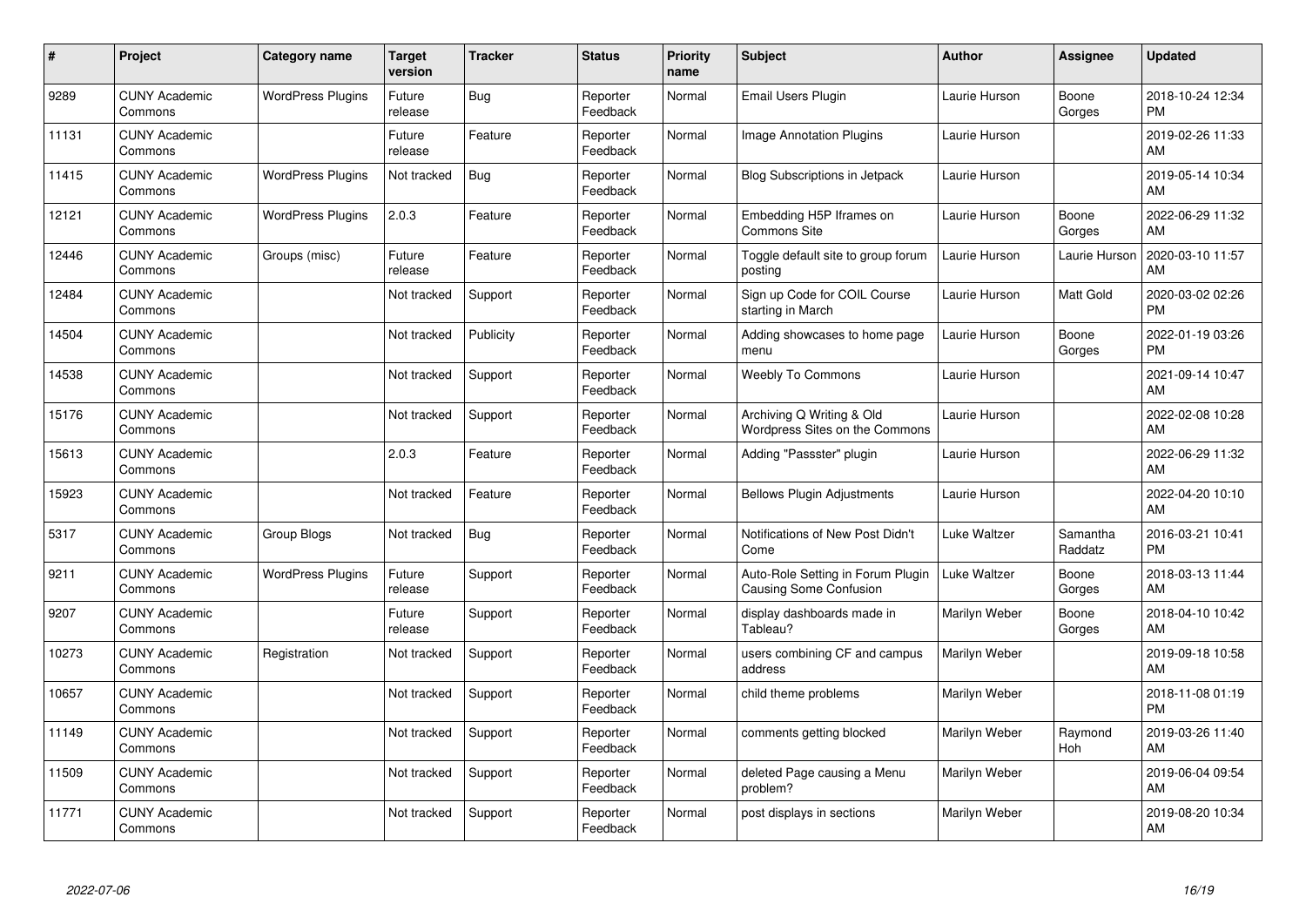| # | Project | Category name | Target version | Tracker | Status | Priority name | Subject | Author | Assignee | Updated |
|---|---|---|---|---|---|---|---|---|---|---|
| 9289 | CUNY Academic Commons | WordPress Plugins | Future release | Bug | Reporter Feedback | Normal | Email Users Plugin | Laurie Hurson | Boone Gorges | 2018-10-24 12:34 PM |
| 11131 | CUNY Academic Commons | | Future release | Feature | Reporter Feedback | Normal | Image Annotation Plugins | Laurie Hurson | | 2019-02-26 11:33 AM |
| 11415 | CUNY Academic Commons | WordPress Plugins | Not tracked | Bug | Reporter Feedback | Normal | Blog Subscriptions in Jetpack | Laurie Hurson | | 2019-05-14 10:34 AM |
| 12121 | CUNY Academic Commons | WordPress Plugins | 2.0.3 | Feature | Reporter Feedback | Normal | Embedding H5P Iframes on Commons Site | Laurie Hurson | Boone Gorges | 2022-06-29 11:32 AM |
| 12446 | CUNY Academic Commons | Groups (misc) | Future release | Feature | Reporter Feedback | Normal | Toggle default site to group forum posting | Laurie Hurson | Laurie Hurson | 2020-03-10 11:57 AM |
| 12484 | CUNY Academic Commons | | Not tracked | Support | Reporter Feedback | Normal | Sign up Code for COIL Course starting in March | Laurie Hurson | Matt Gold | 2020-03-02 02:26 PM |
| 14504 | CUNY Academic Commons | | Not tracked | Publicity | Reporter Feedback | Normal | Adding showcases to home page menu | Laurie Hurson | Boone Gorges | 2022-01-19 03:26 PM |
| 14538 | CUNY Academic Commons | | Not tracked | Support | Reporter Feedback | Normal | Weebly To Commons | Laurie Hurson | | 2021-09-14 10:47 AM |
| 15176 | CUNY Academic Commons | | Not tracked | Support | Reporter Feedback | Normal | Archiving Q Writing & Old Wordpress Sites on the Commons | Laurie Hurson | | 2022-02-08 10:28 AM |
| 15613 | CUNY Academic Commons | | 2.0.3 | Feature | Reporter Feedback | Normal | Adding "Passster" plugin | Laurie Hurson | | 2022-06-29 11:32 AM |
| 15923 | CUNY Academic Commons | | Not tracked | Feature | Reporter Feedback | Normal | Bellows Plugin Adjustments | Laurie Hurson | | 2022-04-20 10:10 AM |
| 5317 | CUNY Academic Commons | Group Blogs | Not tracked | Bug | Reporter Feedback | Normal | Notifications of New Post Didn't Come | Luke Waltzer | Samantha Raddatz | 2016-03-21 10:41 PM |
| 9211 | CUNY Academic Commons | WordPress Plugins | Future release | Support | Reporter Feedback | Normal | Auto-Role Setting in Forum Plugin Causing Some Confusion | Luke Waltzer | Boone Gorges | 2018-03-13 11:44 AM |
| 9207 | CUNY Academic Commons | | Future release | Support | Reporter Feedback | Normal | display dashboards made in Tableau? | Marilyn Weber | Boone Gorges | 2018-04-10 10:42 AM |
| 10273 | CUNY Academic Commons | Registration | Not tracked | Support | Reporter Feedback | Normal | users combining CF and campus address | Marilyn Weber | | 2019-09-18 10:58 AM |
| 10657 | CUNY Academic Commons | | Not tracked | Support | Reporter Feedback | Normal | child theme problems | Marilyn Weber | | 2018-11-08 01:19 PM |
| 11149 | CUNY Academic Commons | | Not tracked | Support | Reporter Feedback | Normal | comments getting blocked | Marilyn Weber | Raymond Hoh | 2019-03-26 11:40 AM |
| 11509 | CUNY Academic Commons | | Not tracked | Support | Reporter Feedback | Normal | deleted Page causing a Menu problem? | Marilyn Weber | | 2019-06-04 09:54 AM |
| 11771 | CUNY Academic Commons | | Not tracked | Support | Reporter Feedback | Normal | post displays in sections | Marilyn Weber | | 2019-08-20 10:34 AM |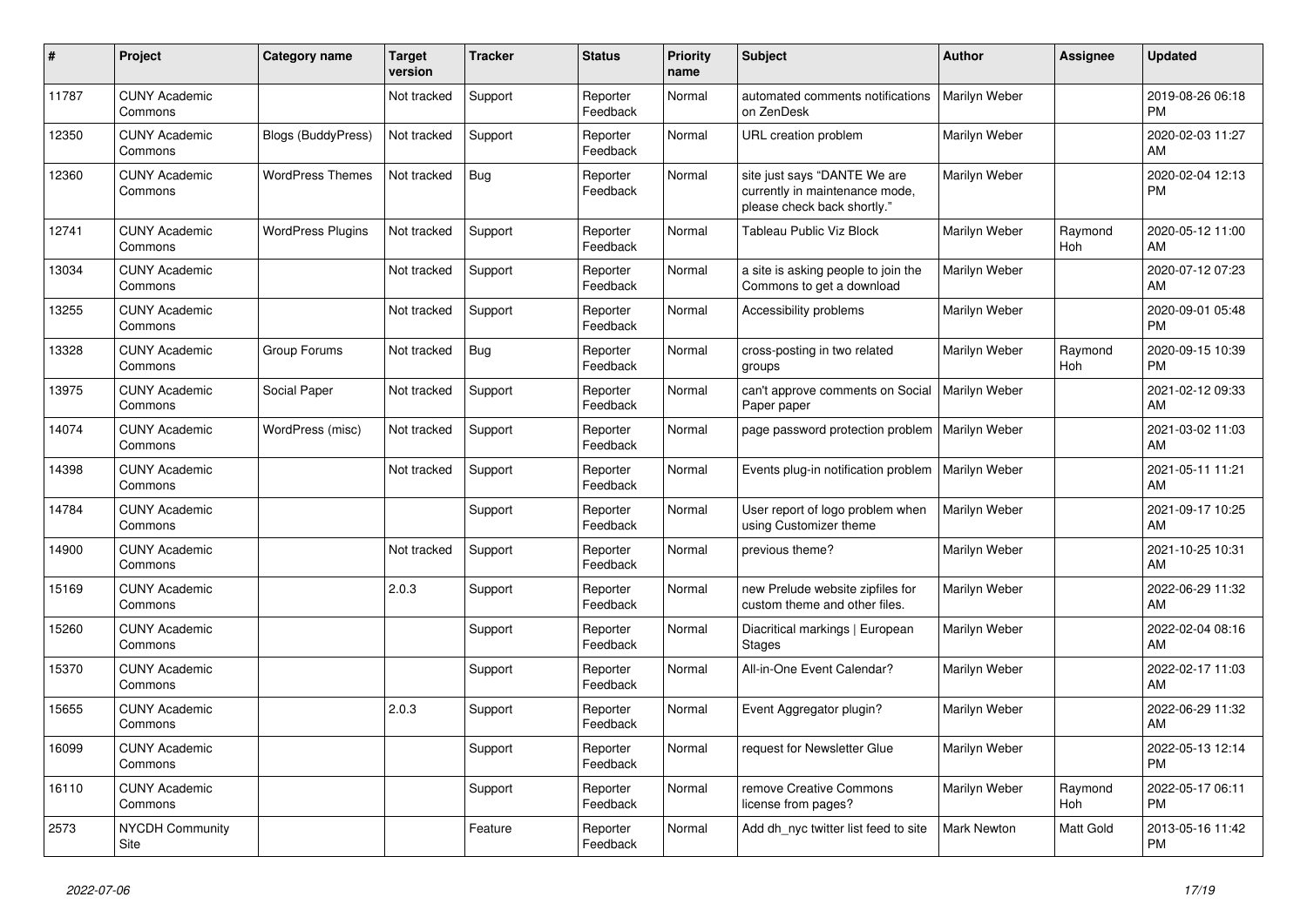| # | Project | Category name | Target version | Tracker | Status | Priority name | Subject | Author | Assignee | Updated |
|---|---|---|---|---|---|---|---|---|---|---|
| 11787 | CUNY Academic Commons | | Not tracked | Support | Reporter Feedback | Normal | automated comments notifications on ZenDesk | Marilyn Weber | | 2019-08-26 06:18 PM |
| 12350 | CUNY Academic Commons | Blogs (BuddyPress) | Not tracked | Support | Reporter Feedback | Normal | URL creation problem | Marilyn Weber | | 2020-02-03 11:27 AM |
| 12360 | CUNY Academic Commons | WordPress Themes | Not tracked | Bug | Reporter Feedback | Normal | site just says "DANTE We are currently in maintenance mode, please check back shortly." | Marilyn Weber | | 2020-02-04 12:13 PM |
| 12741 | CUNY Academic Commons | WordPress Plugins | Not tracked | Support | Reporter Feedback | Normal | Tableau Public Viz Block | Marilyn Weber | Raymond Hoh | 2020-05-12 11:00 AM |
| 13034 | CUNY Academic Commons | | Not tracked | Support | Reporter Feedback | Normal | a site is asking people to join the Commons to get a download | Marilyn Weber | | 2020-07-12 07:23 AM |
| 13255 | CUNY Academic Commons | | Not tracked | Support | Reporter Feedback | Normal | Accessibility problems | Marilyn Weber | | 2020-09-01 05:48 PM |
| 13328 | CUNY Academic Commons | Group Forums | Not tracked | Bug | Reporter Feedback | Normal | cross-posting in two related groups | Marilyn Weber | Raymond Hoh | 2020-09-15 10:39 PM |
| 13975 | CUNY Academic Commons | Social Paper | Not tracked | Support | Reporter Feedback | Normal | can't approve comments on Social Paper paper | Marilyn Weber | | 2021-02-12 09:33 AM |
| 14074 | CUNY Academic Commons | WordPress (misc) | Not tracked | Support | Reporter Feedback | Normal | page password protection problem | Marilyn Weber | | 2021-03-02 11:03 AM |
| 14398 | CUNY Academic Commons | | Not tracked | Support | Reporter Feedback | Normal | Events plug-in notification problem | Marilyn Weber | | 2021-05-11 11:21 AM |
| 14784 | CUNY Academic Commons | | | Support | Reporter Feedback | Normal | User report of logo problem when using Customizer theme | Marilyn Weber | | 2021-09-17 10:25 AM |
| 14900 | CUNY Academic Commons | | Not tracked | Support | Reporter Feedback | Normal | previous theme? | Marilyn Weber | | 2021-10-25 10:31 AM |
| 15169 | CUNY Academic Commons | | 2.0.3 | Support | Reporter Feedback | Normal | new Prelude website zipfiles for custom theme and other files. | Marilyn Weber | | 2022-06-29 11:32 AM |
| 15260 | CUNY Academic Commons | | | Support | Reporter Feedback | Normal | Diacritical markings \| European Stages | Marilyn Weber | | 2022-02-04 08:16 AM |
| 15370 | CUNY Academic Commons | | | Support | Reporter Feedback | Normal | All-in-One Event Calendar? | Marilyn Weber | | 2022-02-17 11:03 AM |
| 15655 | CUNY Academic Commons | | 2.0.3 | Support | Reporter Feedback | Normal | Event Aggregator plugin? | Marilyn Weber | | 2022-06-29 11:32 AM |
| 16099 | CUNY Academic Commons | | | Support | Reporter Feedback | Normal | request for Newsletter Glue | Marilyn Weber | | 2022-05-13 12:14 PM |
| 16110 | CUNY Academic Commons | | | Support | Reporter Feedback | Normal | remove Creative Commons license from pages? | Marilyn Weber | Raymond Hoh | 2022-05-17 06:11 PM |
| 2573 | NYCDH Community Site | | | Feature | Reporter Feedback | Normal | Add dh_nyc twitter list feed to site | Mark Newton | Matt Gold | 2013-05-16 11:42 PM |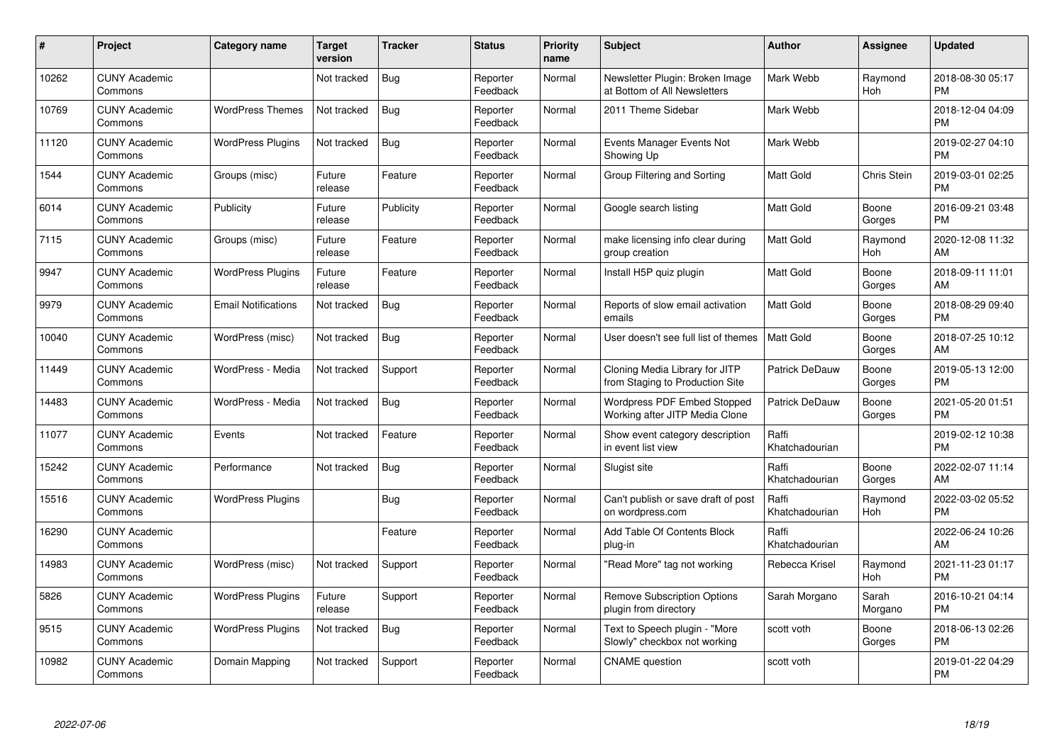| # | Project | Category name | Target version | Tracker | Status | Priority name | Subject | Author | Assignee | Updated |
|---|---|---|---|---|---|---|---|---|---|---|
| 10262 | CUNY Academic Commons | | Not tracked | Bug | Reporter Feedback | Normal | Newsletter Plugin: Broken Image at Bottom of All Newsletters | Mark Webb | Raymond Hoh | 2018-08-30 05:17 PM |
| 10769 | CUNY Academic Commons | WordPress Themes | Not tracked | Bug | Reporter Feedback | Normal | 2011 Theme Sidebar | Mark Webb | | 2018-12-04 04:09 PM |
| 11120 | CUNY Academic Commons | WordPress Plugins | Not tracked | Bug | Reporter Feedback | Normal | Events Manager Events Not Showing Up | Mark Webb | | 2019-02-27 04:10 PM |
| 1544 | CUNY Academic Commons | Groups (misc) | Future release | Feature | Reporter Feedback | Normal | Group Filtering and Sorting | Matt Gold | Chris Stein | 2019-03-01 02:25 PM |
| 6014 | CUNY Academic Commons | Publicity | Future release | Publicity | Reporter Feedback | Normal | Google search listing | Matt Gold | Boone Gorges | 2016-09-21 03:48 PM |
| 7115 | CUNY Academic Commons | Groups (misc) | Future release | Feature | Reporter Feedback | Normal | make licensing info clear during group creation | Matt Gold | Raymond Hoh | 2020-12-08 11:32 AM |
| 9947 | CUNY Academic Commons | WordPress Plugins | Future release | Feature | Reporter Feedback | Normal | Install H5P quiz plugin | Matt Gold | Boone Gorges | 2018-09-11 11:01 AM |
| 9979 | CUNY Academic Commons | Email Notifications | Not tracked | Bug | Reporter Feedback | Normal | Reports of slow email activation emails | Matt Gold | Boone Gorges | 2018-08-29 09:40 PM |
| 10040 | CUNY Academic Commons | WordPress (misc) | Not tracked | Bug | Reporter Feedback | Normal | User doesn't see full list of themes | Matt Gold | Boone Gorges | 2018-07-25 10:12 AM |
| 11449 | CUNY Academic Commons | WordPress - Media | Not tracked | Support | Reporter Feedback | Normal | Cloning Media Library for JITP from Staging to Production Site | Patrick DeDauw | Boone Gorges | 2019-05-13 12:00 PM |
| 14483 | CUNY Academic Commons | WordPress - Media | Not tracked | Bug | Reporter Feedback | Normal | Wordpress PDF Embed Stopped Working after JITP Media Clone | Patrick DeDauw | Boone Gorges | 2021-05-20 01:51 PM |
| 11077 | CUNY Academic Commons | Events | Not tracked | Feature | Reporter Feedback | Normal | Show event category description in event list view | Raffi Khatchadourian | | 2019-02-12 10:38 PM |
| 15242 | CUNY Academic Commons | Performance | Not tracked | Bug | Reporter Feedback | Normal | Slugist site | Raffi Khatchadourian | Boone Gorges | 2022-02-07 11:14 AM |
| 15516 | CUNY Academic Commons | WordPress Plugins | | Bug | Reporter Feedback | Normal | Can't publish or save draft of post on wordpress.com | Raffi Khatchadourian | Raymond Hoh | 2022-03-02 05:52 PM |
| 16290 | CUNY Academic Commons | | | Feature | Reporter Feedback | Normal | Add Table Of Contents Block plug-in | Raffi Khatchadourian | | 2022-06-24 10:26 AM |
| 14983 | CUNY Academic Commons | WordPress (misc) | Not tracked | Support | Reporter Feedback | Normal | "Read More" tag not working | Rebecca Krisel | Raymond Hoh | 2021-11-23 01:17 PM |
| 5826 | CUNY Academic Commons | WordPress Plugins | Future release | Support | Reporter Feedback | Normal | Remove Subscription Options plugin from directory | Sarah Morgano | Sarah Morgano | 2016-10-21 04:14 PM |
| 9515 | CUNY Academic Commons | WordPress Plugins | Not tracked | Bug | Reporter Feedback | Normal | Text to Speech plugin - "More Slowly" checkbox not working | scott voth | Boone Gorges | 2018-06-13 02:26 PM |
| 10982 | CUNY Academic Commons | Domain Mapping | Not tracked | Support | Reporter Feedback | Normal | CNAME question | scott voth | | 2019-01-22 04:29 PM |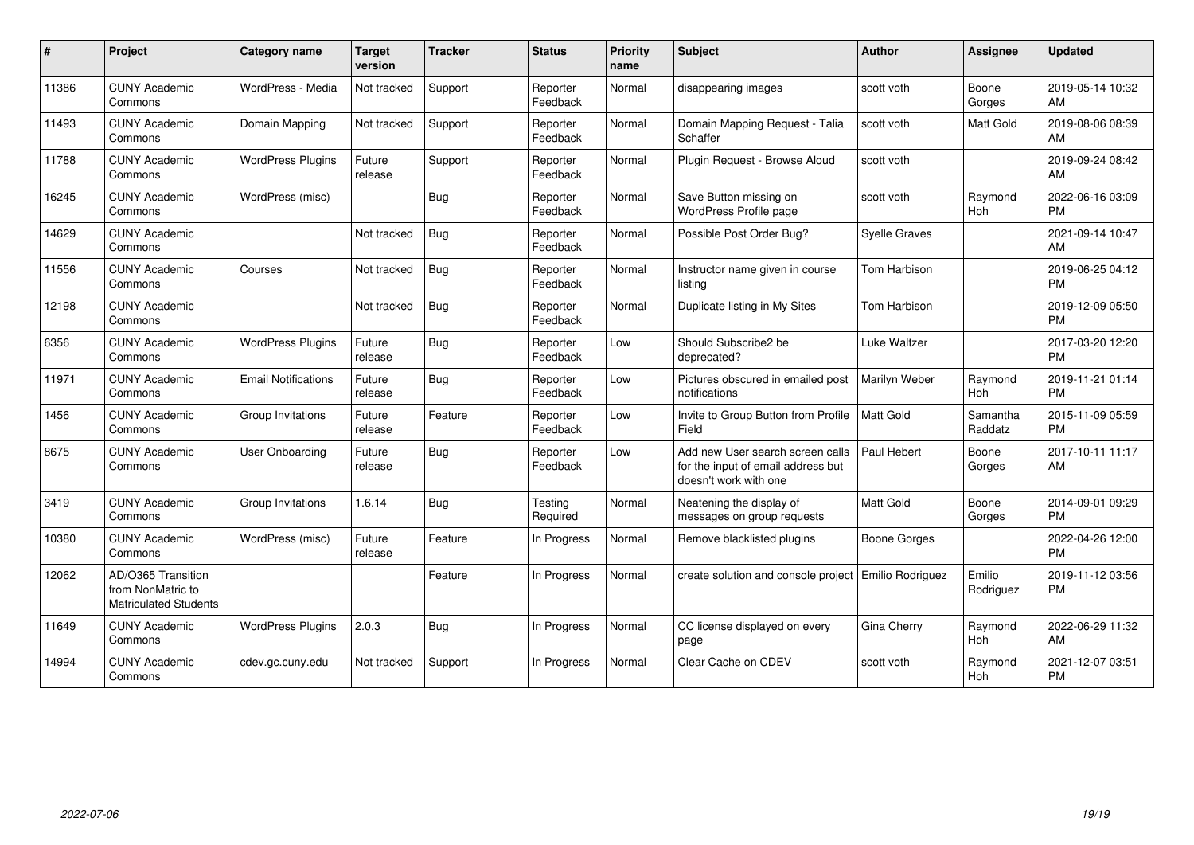| # | Project | Category name | Target version | Tracker | Status | Priority name | Subject | Author | Assignee | Updated |
|---|---|---|---|---|---|---|---|---|---|---|
| 11386 | CUNY Academic Commons | WordPress - Media | Not tracked | Support | Reporter Feedback | Normal | disappearing images | scott voth | Boone Gorges | 2019-05-14 10:32 AM |
| 11493 | CUNY Academic Commons | Domain Mapping | Not tracked | Support | Reporter Feedback | Normal | Domain Mapping Request - Talia Schaffer | scott voth | Matt Gold | 2019-08-06 08:39 AM |
| 11788 | CUNY Academic Commons | WordPress Plugins | Future release | Support | Reporter Feedback | Normal | Plugin Request - Browse Aloud | scott voth | | 2019-09-24 08:42 AM |
| 16245 | CUNY Academic Commons | WordPress (misc) | | Bug | Reporter Feedback | Normal | Save Button missing on WordPress Profile page | scott voth | Raymond Hoh | 2022-06-16 03:09 PM |
| 14629 | CUNY Academic Commons | | Not tracked | Bug | Reporter Feedback | Normal | Possible Post Order Bug? | Syelle Graves | | 2021-09-14 10:47 AM |
| 11556 | CUNY Academic Commons | Courses | Not tracked | Bug | Reporter Feedback | Normal | Instructor name given in course listing | Tom Harbison | | 2019-06-25 04:12 PM |
| 12198 | CUNY Academic Commons | | Not tracked | Bug | Reporter Feedback | Normal | Duplicate listing in My Sites | Tom Harbison | | 2019-12-09 05:50 PM |
| 6356 | CUNY Academic Commons | WordPress Plugins | Future release | Bug | Reporter Feedback | Low | Should Subscribe2 be deprecated? | Luke Waltzer | | 2017-03-20 12:20 PM |
| 11971 | CUNY Academic Commons | Email Notifications | Future release | Bug | Reporter Feedback | Low | Pictures obscured in emailed post notifications | Marilyn Weber | Raymond Hoh | 2019-11-21 01:14 PM |
| 1456 | CUNY Academic Commons | Group Invitations | Future release | Feature | Reporter Feedback | Low | Invite to Group Button from Profile Field | Matt Gold | Samantha Raddatz | 2015-11-09 05:59 PM |
| 8675 | CUNY Academic Commons | User Onboarding | Future release | Bug | Reporter Feedback | Low | Add new User search screen calls for the input of email address but doesn't work with one | Paul Hebert | Boone Gorges | 2017-10-11 11:17 AM |
| 3419 | CUNY Academic Commons | Group Invitations | 1.6.14 | Bug | Testing Required | Normal | Neatening the display of messages on group requests | Matt Gold | Boone Gorges | 2014-09-01 09:29 PM |
| 10380 | CUNY Academic Commons | WordPress (misc) | Future release | Feature | In Progress | Normal | Remove blacklisted plugins | Boone Gorges | | 2022-04-26 12:00 PM |
| 12062 | AD/O365 Transition from NonMatric to Matriculated Students | | | Feature | In Progress | Normal | create solution and console project | Emilio Rodriguez | Emilio Rodriguez | 2019-11-12 03:56 PM |
| 11649 | CUNY Academic Commons | WordPress Plugins | 2.0.3 | Bug | In Progress | Normal | CC license displayed on every page | Gina Cherry | Raymond Hoh | 2022-06-29 11:32 AM |
| 14994 | CUNY Academic Commons | cdev.gc.cuny.edu | Not tracked | Support | In Progress | Normal | Clear Cache on CDEV | scott voth | Raymond Hoh | 2021-12-07 03:51 PM |